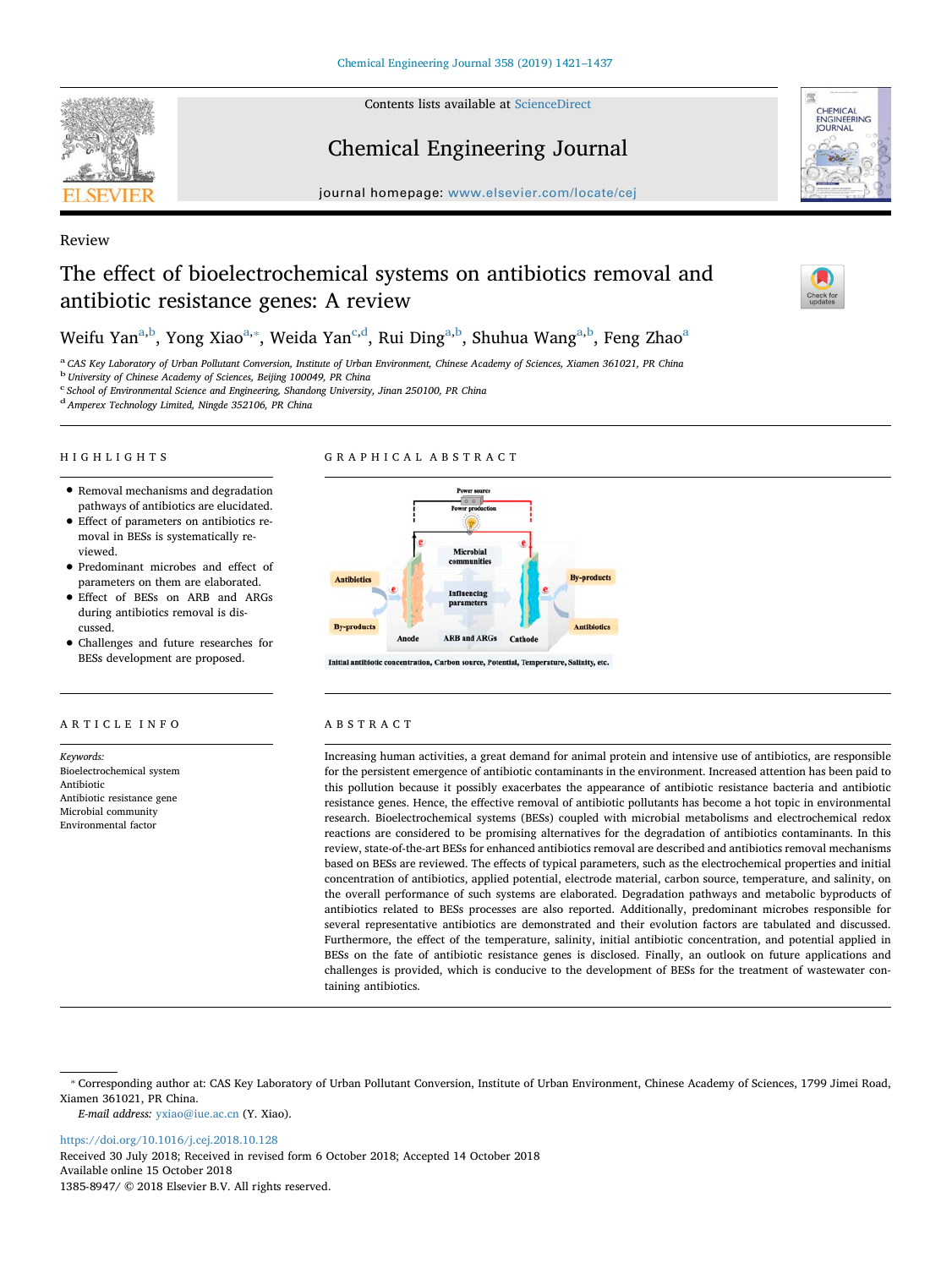Review

# The effect of bioelectrochemical systems on antibiotics removal and antibiotic resistance genes: A review

Weifu Yan[a,b], Yong Xiao[a,*], Weida Yan[c,d], Rui Ding[a,b], Shuhua Wang[a,b], Feng Zhao[a]

[a] CAS Key Laboratory of Urban Pollutant Conversion, Institute of Urban Environment, Chinese Academy of Sciences, Xiamen 361021, PR China
[b] University of Chinese Academy of Sciences, Beijing 100049, PR China
[c] School of Environmental Science and Engineering, Shandong University, Jinan 250100, PR China
[d] Amperex Technology Limited, Ningde 352106, PR China

## HIGHLIGHTS

- Removal mechanisms and degradation pathways of antibiotics are elucidated.
- Effect of parameters on antibiotics removal in BESs is systematically reviewed.
- Predominant microbes and effect of parameters on them are elaborated.
- Effect of BESs on ARB and ARGs during antibiotics removal is discussed.
- Challenges and future researches for BESs development are proposed.

## GRAPHICAL ABSTRACT

Initial antibiotic concentration, Carbon source, Potential, Temperature, Salinity, etc.

## ARTICLE INFO

*Keywords:*
Bioelectrochemical system
Antibiotic
Antibiotic resistance gene
Microbial community
Environmental factor

## ABSTRACT

Increasing human activities, a great demand for animal protein and intensive use of antibiotics, are responsible for the persistent emergence of antibiotic contaminants in the environment. Increased attention has been paid to this pollution because it possibly exacerbates the appearance of antibiotic resistance bacteria and antibiotic resistance genes. Hence, the effective removal of antibiotic pollutants has become a hot topic in environmental research. Bioelectrochemical systems (BESs) coupled with microbial metabolisms and electrochemical redox reactions are considered to be promising alternatives for the degradation of antibiotics contaminants. In this review, state-of-the-art BESs for enhanced antibiotics removal are described and antibiotics removal mechanisms based on BESs are reviewed. The effects of typical parameters, such as the electrochemical properties and initial concentration of antibiotics, applied potential, electrode material, carbon source, temperature, and salinity, on the overall performance of such systems are elaborated. Degradation pathways and metabolic byproducts of antibiotics related to BESs processes are also reported. Additionally, predominant microbes responsible for several representative antibiotics are demonstrated and their evolution factors are tabulated and discussed. Furthermore, the effect of the temperature, salinity, initial antibiotic concentration, and potential applied in BESs on the fate of antibiotic resistance genes is disclosed. Finally, an outlook on future applications and challenges is provided, which is conducive to the development of BESs for the treatment of wastewater containing antibiotics.

---

* Corresponding author at: CAS Key Laboratory of Urban Pollutant Conversion, Institute of Urban Environment, Chinese Academy of Sciences, 1799 Jimei Road, Xiamen 361021, PR China.
*E-mail address:* yxiao@iue.ac.cn (Y. Xiao).

https://doi.org/10.1016/j.cej.2018.10.128
Received 30 July 2018; Received in revised form 6 October 2018; Accepted 14 October 2018
Available online 15 October 2018
1385-8947/ © 2018 Elsevier B.V. All rights reserved.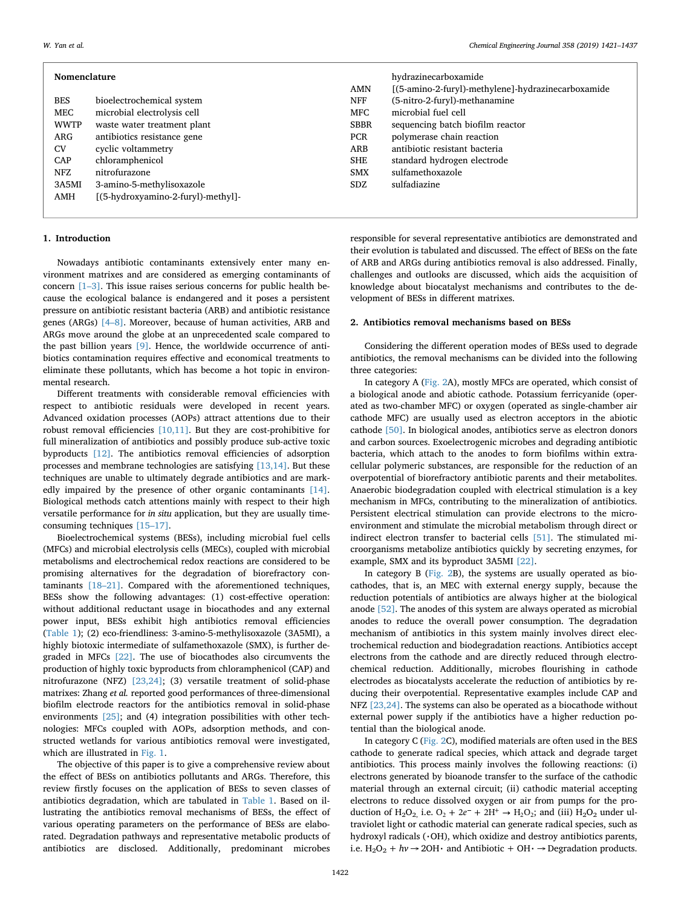## Nomenclature

| | |
|---|---|
| BES | bioelectrochemical system |
| MEC | microbial electrolysis cell |
| WWTP | waste water treatment plant |
| ARG | antibiotics resistance gene |
| CV | cyclic voltammetry |
| CAP | chloramphenicol |
| NFZ | nitrofurazone |
| 3A5MI | 3-amino-5-methylisoxazole |
| AMH | [(5-hydroxyamino-2-furyl)-methyl]-hydrazinecarboxamide |
| AMN | [(5-amino-2-furyl)-methylene]-hydrazinecarboxamide |
| NFF | (5-nitro-2-furyl)-methanamine |
| MFC | microbial fuel cell |
| SBBR | sequencing batch biofilm reactor |
| PCR | polymerase chain reaction |
| ARB | antibiotic resistant bacteria |
| SHE | standard hydrogen electrode |
| SMX | sulfamethoxazole |
| SDZ | sulfadiazine |

## 1. Introduction

Nowadays antibiotic contaminants extensively enter many environment matrixes and are considered as emerging contaminants of concern [1–3]. This issue raises serious concerns for public health because the ecological balance is endangered and it poses a persistent pressure on antibiotic resistant bacteria (ARB) and antibiotic resistance genes (ARGs) [4–8]. Moreover, because of human activities, ARB and ARGs move around the globe at an unprecedented scale compared to the past billion years [9]. Hence, the worldwide occurrence of antibiotics contamination requires effective and economical treatments to eliminate these pollutants, which has become a hot topic in environmental research.

Different treatments with considerable removal efficiencies with respect to antibiotic residuals were developed in recent years. Advanced oxidation processes (AOPs) attract attentions due to their robust removal efficiencies [10,11]. But they are cost-prohibitive for full mineralization of antibiotics and possibly produce sub-active toxic byproducts [12]. The antibiotics removal efficiencies of adsorption processes and membrane technologies are satisfying [13,14]. But these techniques are unable to ultimately degrade antibiotics and are markedly impaired by the presence of other organic contaminants [14]. Biological methods catch attentions mainly with respect to their high versatile performance for *in situ* application, but they are usually time-consuming techniques [15–17].

Bioelectrochemical systems (BESs), including microbial fuel cells (MFCs) and microbial electrolysis cells (MECs), coupled with microbial metabolisms and electrochemical redox reactions are considered to be promising alternatives for the degradation of biorefractory contaminants [18–21]. Compared with the aforementioned techniques, BESs show the following advantages: (1) cost-effective operation: without additional reductant usage in biocathodes and any external power input, BESs exhibit high antibiotics removal efficiencies (Table 1); (2) eco-friendliness: 3-amino-5-methylisoxazole (3A5MI), a highly biotoxic intermediate of sulfamethoxazole (SMX), is further degraded in MFCs [22]. The use of biocathodes also circumvents the production of highly toxic byproducts from chloramphenicol (CAP) and nitrofurazone (NFZ) [23,24]; (3) versatile treatment of solid-phase matrixes: Zhang *et al.* reported good performances of three-dimensional biofilm electrode reactors for the antibiotics removal in solid-phase environments [25]; and (4) integration possibilities with other technologies: MFCs coupled with AOPs, adsorption methods, and constructed wetlands for various antibiotics removal were investigated, which are illustrated in Fig. 1.

The objective of this paper is to give a comprehensive review about the effect of BESs on antibiotics pollutants and ARGs. Therefore, this review firstly focuses on the application of BESs to seven classes of antibiotics degradation, which are tabulated in Table 1. Based on illustrating the antibiotics removal mechanisms of BESs, the effect of various operating parameters on the performance of BESs are elaborated. Degradation pathways and representative metabolic products of antibiotics are disclosed. Additionally, predominant microbes responsible for several representative antibiotics are demonstrated and their evolution is tabulated and discussed. The effect of BESs on the fate of ARB and ARGs during antibiotics removal is also addressed. Finally, challenges and outlooks are discussed, which aids the acquisition of knowledge about biocatalyst mechanisms and contributes to the development of BESs in different matrixes.

## 2. Antibiotics removal mechanisms based on BESs

Considering the different operation modes of BESs used to degrade antibiotics, the removal mechanisms can be divided into the following three categories:

In category A (Fig. 2A), mostly MFCs are operated, which consist of a biological anode and abiotic cathode. Potassium ferricyanide (operated as two-chamber MFC) or oxygen (operated as single-chamber air cathode MFC) are usually used as electron acceptors in the abiotic cathode [50]. In biological anodes, antibiotics serve as electron donors and carbon sources. Exoelectrogenic microbes and degrading antibiotic bacteria, which attach to the anodes to form biofilms within extracellular polymeric substances, are responsible for the reduction of an overpotential of biorefractory antibiotic parents and their metabolites. Anaerobic biodegradation coupled with electrical stimulation is a key mechanism in MFCs, contributing to the mineralization of antibiotics. Persistent electrical stimulation can provide electrons to the microenvironment and stimulate the microbial metabolism through direct or indirect electron transfer to bacterial cells [51]. The stimulated microorganisms metabolize antibiotics quickly by secreting enzymes, for example, SMX and its byproduct 3A5MI [22].

In category B (Fig. 2B), the systems are usually operated as biocathodes, that is, an MEC with external energy supply, because the reduction potentials of antibiotics are always higher at the biological anode [52]. The anodes of this system are always operated as microbial anodes to reduce the overall power consumption. The degradation mechanism of antibiotics in this system mainly involves direct electrochemical reduction and biodegradation reactions. Antibiotics accept electrons from the cathode and are directly reduced through electrochemical reduction. Additionally, microbes flourishing in cathode electrodes as biocatalysts accelerate the reduction of antibiotics by reducing their overpotential. Representative examples include CAP and NFZ [23,24]. The systems can also be operated as a biocathode without external power supply if the antibiotics have a higher reduction potential than the biological anode.

In category C (Fig. 2C), modified materials are often used in the BES cathode to generate radical species, which attack and degrade target antibiotics. This process mainly involves the following reactions: (i) electrons generated by bioanode transfer to the surface of the cathodic material through an external circuit; (ii) cathodic material accepting electrons to reduce dissolved oxygen or air from pumps for the production of $H_2O_2$, i.e. $O_2 + 2e^- + 2H^+ \rightarrow H_2O_2$; and (iii) $H_2O_2$ under ultraviolet light or cathodic material can generate radical species, such as hydroxyl radicals ($\cdot OH$), which oxidize and destroy antibiotics parents, i.e. $H_2O_2 + h\nu \rightarrow 2OH\cdot$ and Antibiotic + $OH\cdot \rightarrow$ Degradation products.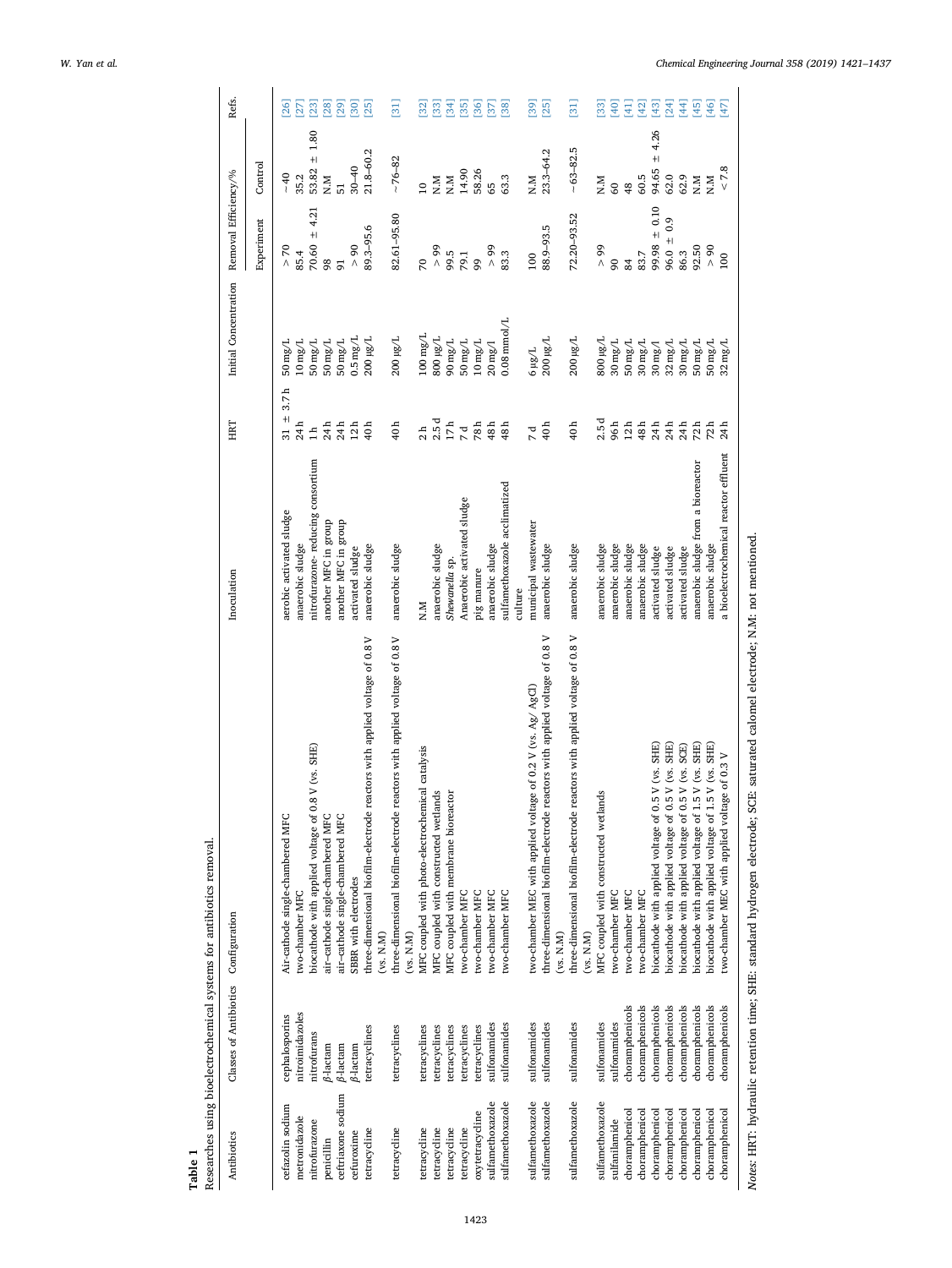**Table 1**
Researches using bioelectrochemical systems for antibiotics removal.

| Antibiotics | Classes of Antibiotics | Configuration | Inoculation | HRT | Initial Concentration | Removal Efficiency/% | | Refs. |
|---|---|---|---|---|---|---|---|---|
| | | | | | | Experiment | Control | |
| cefazolin sodium | cephalosporins | Air-cathode single-chambered MFC | aerobic activated sludge | 31 ± 3.7 h | 50 mg/L | > 70 | ~40 | [26] |
| metronidazole | nitroimidazoles | two-chamber MFC | anaerobic sludge | 24 h | 10 mg/L | 85.4 | 35.2 | [27] |
| nitrofurazone | nitrofurans | biocathode with applied voltage of 0.8 V (vs. SHE) | nitrofurazone- reducing consortium | 1 h | 50 mg/L | 70.60 ± 4.21 | 53.82 ± 1.80 | [23] |
| penicillin | β-lactam | air–cathode single-chambered MFC | another MFC in group | 24 h | 50 mg/L | 98 | N.M | [28] |
| ceftriaxone sodium | β-lactam | air–cathode single-chambered MFC | another MFC in group | 24 h | 50 mg/L | 91 | 51 | [29] |
| cefuroxime | β-lactam | SBBR with electrodes | activated sludge | 12 h | 0.5 mg/L | > 90 | 30–40 | [30] |
| tetracycline | tetracyclines | three-dimensional biofilm-electrode reactors with applied voltage of 0.8 V (vs. N.M) | anaerobic sludge | 40 h | 200 μg/L | 89.3–95.6 | 21.8–60.2 | [25] |
| tetracycline | tetracyclines | three-dimensional biofilm-electrode reactors with applied voltage of 0.8 V (vs. N.M) | anaerobic sludge | 40 h | 200 μg/L | 82.61–95.80 | ~76–82 | [31] |
| tetracycline | tetracyclines | MFC coupled with photo-electrochemical catalysis | N.M | 2 h | 100 mg/L | 70 | 10 | [32] |
| tetracycline | tetracyclines | MFC coupled with constructed wetlands | anaerobic sludge | 2.5 d | 800 μg/L | > 99 | N.M | [33] |
| tetracycline | tetracyclines | MFC coupled with membrane bioreactor | *Shewanella* sp. | 17 h | 90 mg/L | 99.5 | N.M | [34] |
| tetracycline | tetracyclines | two-chamber MFC | Anaerobic activated sludge | 7 d | 50 mg/L | 79.1 | 14.90 | [35] |
| oxytetracycline | tetracyclines | two-chamber MFC | pig manure | 78 h | 10 mg/L | 99 | 58.26 | [36] |
| sulfamethoxazole | sulfonamides | two-chamber MFC | anaerobic sludge | 48 h | 20 mg/l | > 99 | 65 | [37] |
| sulfamethoxazole | sulfonamides | two-chamber MFC | sulfamethoxazole acclimatized culture | 48 h | 0.08 mmol/L | 83.3 | 63.3 | [38] |
| sulfamethoxazole | sulfonamides | two-chamber MEC with applied voltage of 0.2 V (vs. Ag/ AgCl) | municipal wastewater | 7 d | 6 μg/L | 100 | N.M | [39] |
| sulfamethoxazole | sulfonamides | three-dimensional biofilm-electrode reactors with applied voltage of 0.8 V (vs. N.M) | anaerobic sludge | 40 h | 200 μg/L | 88.9–93.5 | 23.3–64.2 | [25] |
| sulfamethoxazole | sulfonamides | three-dimensional biofilm-electrode reactors with applied voltage of 0.8 V (vs. N.M) | anaerobic sludge | 40 h | 200 μg/L | 72.20–93.52 | ~63–82.5 | [31] |
| sulfamethoxazole | sulfonamides | MFC coupled with constructed wetlands | anaerobic sludge | 2.5 d | 800 μg/L | > 99 | N.M | [33] |
| sulfanilamide | sulfonamides | two-chamber MFC | anaerobic sludge | 96 h | 30 mg/L | 90 | 60 | [40] |
| choramphenicol | choramphenicols | two-chamber MFC | anaerobic sludge | 12 h | 50 mg/L | 84 | 48 | [41] |
| choramphenicol | choramphenicols | two-chamber MFC | anaerobic sludge | 48 h | 30 mg/L | 83.7 | 60.5 | [42] |
| choramphenicol | choramphenicols | biocathode with applied voltage of 0.5 V (vs. SHE) | activated sludge | 24 h | 30 mg/l | 99.98 ± 0.10 | 94.65 ± 4.26 | [43] |
| choramphenicol | choramphenicols | biocathode with applied voltage of 0.5 V (vs. SHE) | activated sludge | 24 h | 32 mg/L | 96.0 ± 0.9 | 62.0 | [24] |
| choramphenicol | choramphenicols | biocathode with applied voltage of 0.5 V (vs. SCE) | activated sludge | 24 h | 30 mg/L | 86.3 | 62.9 | [44] |
| choramphenicol | choramphenicols | biocathode with applied voltage of 1.5 V (vs. SHE) | anaerobic sludge from a bioreactor | 72 h | 50 mg/L | 92.50 | N.M | [45] |
| choramphenicol | choramphenicols | biocathode with applied voltage of 1.5 V (vs. SHE) | anaerobic sludge | 72 h | 50 mg/L | > 90 | N.M | [46] |
| choramphenicol | choramphenicols | two-chamber MEC with applied voltage of 0.3 V | a bioelectrochemical reactor effluent | 24 h | 32 mg/L | 100 | < 7.8 | [47] |

*Notes*: HRT: hydraulic retention time; SHE: standard hydrogen electrode; SCE: saturated calomel electrode; N.M: not mentioned.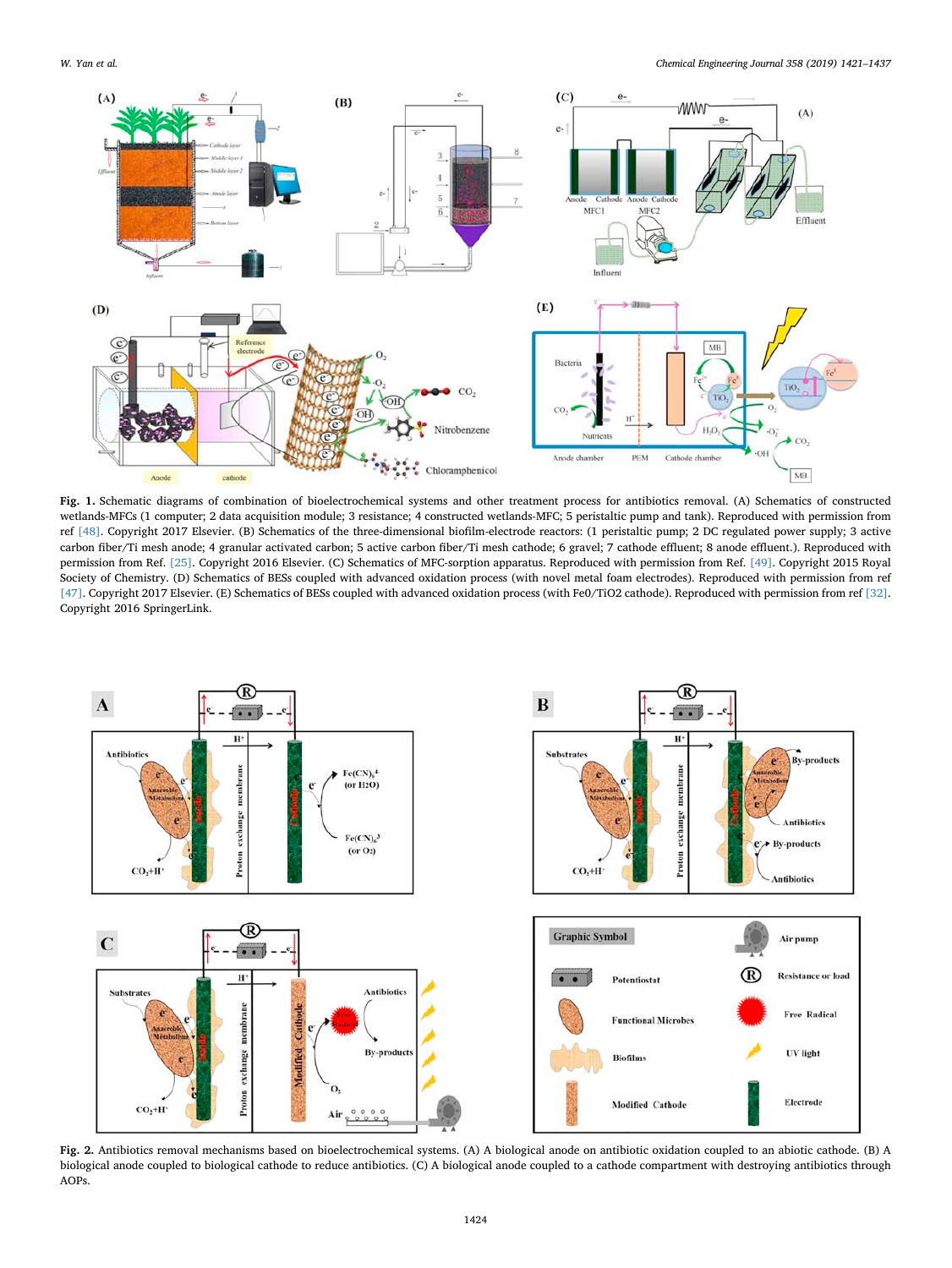**Fig. 1.** Schematic diagrams of combination of bioelectrochemical systems and other treatment process for antibiotics removal. (A) Schematics of constructed wetlands-MFCs (1 computer; 2 data acquisition module; 3 resistance; 4 constructed wetlands-MFC; 5 peristaltic pump and tank). Reproduced with permission from ref [48]. Copyright 2017 Elsevier. (B) Schematics of the three-dimensional biofilm-electrode reactors: (1 peristaltic pump; 2 DC regulated power supply; 3 active carbon fiber/Ti mesh anode; 4 granular activated carbon; 5 active carbon fiber/Ti mesh cathode; 6 gravel; 7 cathode effluent; 8 anode effluent.). Reproduced with permission from Ref. [25]. Copyright 2016 Elsevier. (C) Schematics of MFC-sorption apparatus. Reproduced with permission from Ref. [49]. Copyright 2015 Royal Society of Chemistry. (D) Schematics of BESs coupled with advanced oxidation process (with novel metal foam electrodes). Reproduced with permission from ref [47]. Copyright 2017 Elsevier. (E) Schematics of BESs coupled with advanced oxidation process (with Fe0/TiO2 cathode). Reproduced with permission from ref [32]. Copyright 2016 SpringerLink.

**Fig. 2.** Antibiotics removal mechanisms based on bioelectrochemical systems. (A) A biological anode on antibiotic oxidation coupled to an abiotic cathode. (B) A biological anode coupled to biological cathode to reduce antibiotics. (C) A biological anode coupled to a cathode compartment with destroying antibiotics through AOPs.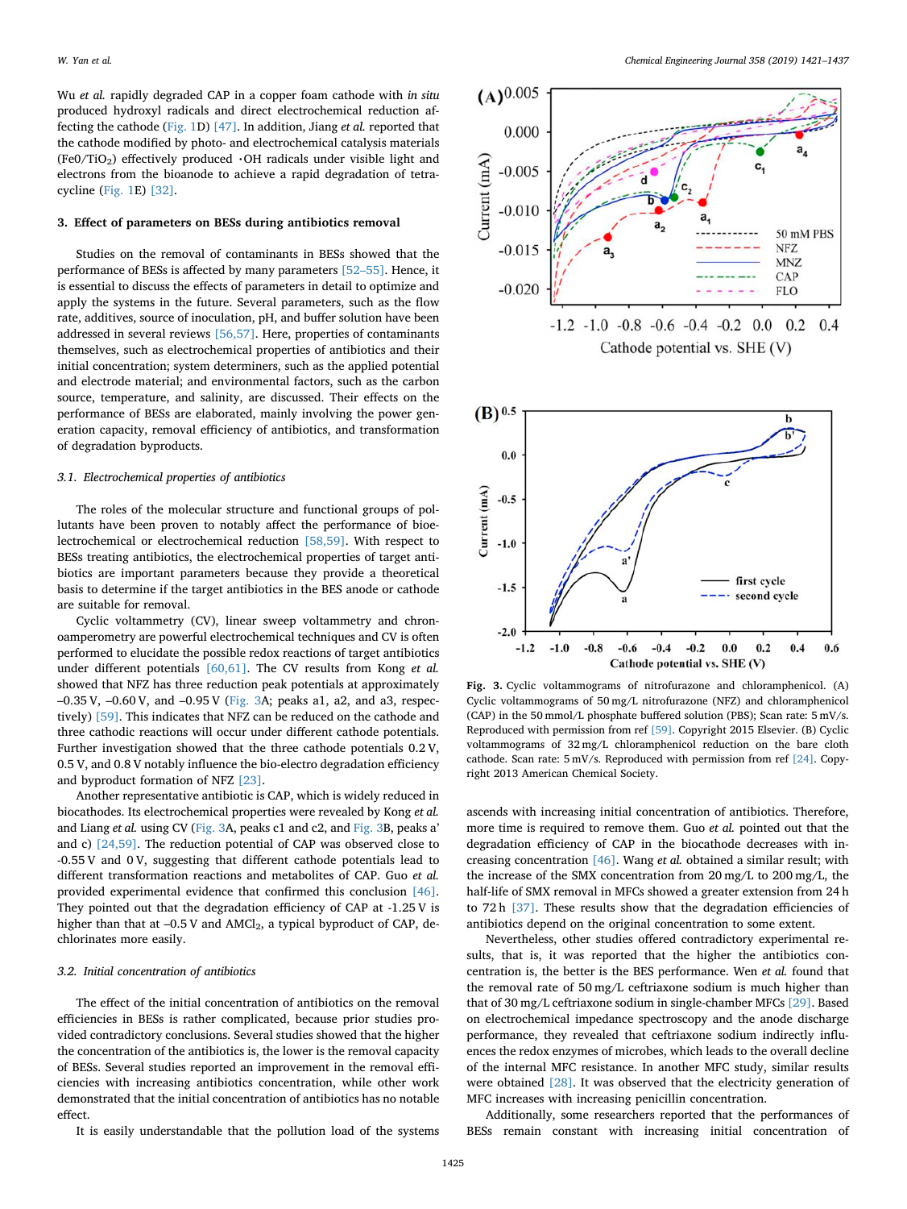Wu *et al.* rapidly degraded CAP in a copper foam cathode with *in situ* produced hydroxyl radicals and direct electrochemical reduction affecting the cathode (Fig. 1D) [47]. In addition, Jiang *et al.* reported that the cathode modified by photo- and electrochemical catalysis materials ($Fe0/TiO_2$) effectively produced ·OH radicals under visible light and electrons from the bioanode to achieve a rapid degradation of tetracycline (Fig. 1E) [32].

## 3. Effect of parameters on BESs during antibiotics removal

Studies on the removal of contaminants in BESs showed that the performance of BESs is affected by many parameters [52–55]. Hence, it is essential to discuss the effects of parameters in detail to optimize and apply the systems in the future. Several parameters, such as the flow rate, additives, source of inoculation, pH, and buffer solution have been addressed in several reviews [56,57]. Here, properties of contaminants themselves, such as electrochemical properties of antibiotics and their initial concentration; system determiners, such as the applied potential and electrode material; and environmental factors, such as the carbon source, temperature, and salinity, are discussed. Their effects on the performance of BESs are elaborated, mainly involving the power generation capacity, removal efficiency of antibiotics, and transformation of degradation byproducts.

### 3.1. Electrochemical properties of antibiotics

The roles of the molecular structure and functional groups of pollutants have been proven to notably affect the performance of bioelectrochemical or electrochemical reduction [58,59]. With respect to BESs treating antibiotics, the electrochemical properties of target antibiotics are important parameters because they provide a theoretical basis to determine if the target antibiotics in the BES anode or cathode are suitable for removal.

Cyclic voltammetry (CV), linear sweep voltammetry and chronoamperometry are powerful electrochemical techniques and CV is often performed to elucidate the possible redox reactions of target antibiotics under different potentials [60,61]. The CV results from Kong *et al.* showed that NFZ has three reduction peak potentials at approximately –0.35 V, –0.60 V, and –0.95 V (Fig. 3A; peaks a1, a2, and a3, respectively) [59]. This indicates that NFZ can be reduced on the cathode and three cathodic reactions will occur under different cathode potentials. Further investigation showed that the three cathode potentials 0.2 V, 0.5 V, and 0.8 V notably influence the bio-electro degradation efficiency and byproduct formation of NFZ [23].

Another representative antibiotic is CAP, which is widely reduced in biocathodes. Its electrochemical properties were revealed by Kong *et al.* and Liang *et al.* using CV (Fig. 3A, peaks c1 and c2, and Fig. 3B, peaks a' and c) [24,59]. The reduction potential of CAP was observed close to -0.55 V and 0 V, suggesting that different cathode potentials lead to different transformation reactions and metabolites of CAP. Guo *et al.* provided experimental evidence that confirmed this conclusion [46]. They pointed out that the degradation efficiency of CAP at -1.25 V is higher than that at –0.5 V and $AMCl_2$, a typical byproduct of CAP, dechlorinates more easily.

### 3.2. Initial concentration of antibiotics

The effect of the initial concentration of antibiotics on the removal efficiencies in BESs is rather complicated, since prior studies provided contradictory conclusions. Several studies showed that the higher the concentration of the antibiotics is, the lower is the removal capacity of BESs. Several studies reported an improvement in the removal efficiencies with increasing antibiotics concentration, while other work demonstrated that the initial concentration of antibiotics has no notable effect.

It is easily understandable that the pollution load of the systems ascends with increasing initial concentration of antibiotics. Therefore, more time is required to remove them. Guo *et al.* pointed out that the degradation efficiency of CAP in the biocathode decreases with increasing concentration [46]. Wang *et al.* obtained a similar result; with the increase of the SMX concentration from 20 mg/L to 200 mg/L, the half-life of SMX removal in MFCs showed a greater extension from 24 h to 72 h [37]. These results show that the degradation efficiencies of antibiotics depend on the original concentration to some extent.

Nevertheless, other studies offered contradictory experimental results, that is, it was reported that the higher the antibiotics concentration is, the better is the BES performance. Wen *et al.* found that the removal rate of 50 mg/L ceftriaxone sodium is much higher than that of 30 mg/L ceftriaxone sodium in single-chamber MFCs [29]. Based on electrochemical impedance spectroscopy and the anode discharge performance, they revealed that ceftriaxone sodium indirectly influences the redox enzymes of microbes, which leads to the overall decline of the internal MFC resistance. In another MFC study, similar results were obtained [28]. It was observed that the electricity generation of MFC increases with increasing penicillin concentration.

Additionally, some researchers reported that the performances of BESs remain constant with increasing initial concentration of

**Fig. 3.** Cyclic voltammograms of nitrofurazone and chloramphenicol. (A) Cyclic voltammograms of 50 mg/L nitrofurazone (NFZ) and chloramphenicol (CAP) in the 50 mmol/L phosphate buffered solution (PBS); Scan rate: 5 mV/s. Reproduced with permission from ref [59]. Copyright 2015 Elsevier. (B) Cyclic voltammograms of 32 mg/L chloramphenicol reduction on the bare cloth cathode. Scan rate: 5 mV/s. Reproduced with permission from ref [24]. Copyright 2013 American Chemical Society.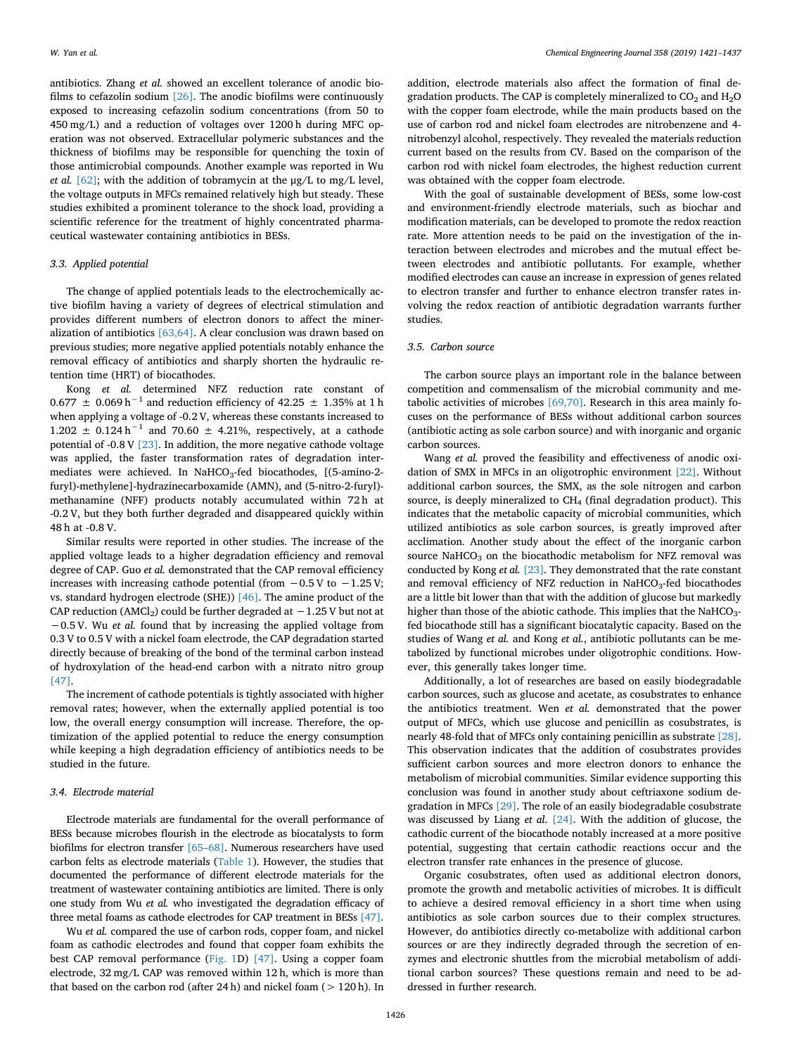antibiotics. Zhang *et al.* showed an excellent tolerance of anodic biofilms to cefazolin sodium [26]. The anodic biofilms were continuously exposed to increasing cefazolin sodium concentrations (from 50 to 450 mg/L) and a reduction of voltages over 1200 h during MFC operation was not observed. Extracellular polymeric substances and the thickness of biofilms may be responsible for quenching the toxin of those antimicrobial compounds. Another example was reported in Wu *et al.* [62]; with the addition of tobramycin at the μg/L to mg/L level, the voltage outputs in MFCs remained relatively high but steady. These studies exhibited a prominent tolerance to the shock load, providing a scientific reference for the treatment of highly concentrated pharmaceutical wastewater containing antibiotics in BESs.

### 3.3. Applied potential

The change of applied potentials leads to the electrochemically active biofilm having a variety of degrees of electrical stimulation and provides different numbers of electron donors to affect the mineralization of antibiotics [63,64]. A clear conclusion was drawn based on previous studies; more negative applied potentials notably enhance the removal efficacy of antibiotics and sharply shorten the hydraulic retention time (HRT) of biocathodes.

Kong *et al.* determined NFZ reduction rate constant of $0.677 \pm 0.069\,h^{-1}$ and reduction efficiency of $42.25 \pm 1.35\%$ at 1 h when applying a voltage of -0.2 V, whereas these constants increased to $1.202 \pm 0.124\,h^{-1}$ and $70.60 \pm 4.21\%$, respectively, at a cathode potential of -0.8 V [23]. In addition, the more negative cathode voltage was applied, the faster transformation rates of degradation intermediates were achieved. In $NaHCO_3$-fed biocathodes, [(5-amino-2-furyl)-methylene]-hydrazinecarboxamide (AMN), and (5-nitro-2-furyl)-methanamine (NFF) products notably accumulated within 72 h at -0.2 V, but they both further degraded and disappeared quickly within 48 h at -0.8 V.

Similar results were reported in other studies. The increase of the applied voltage leads to a higher degradation efficiency and removal degree of CAP. Guo *et al.* demonstrated that the CAP removal efficiency increases with increasing cathode potential (from −0.5 V to −1.25 V; vs. standard hydrogen electrode (SHE)) [46]. The amine product of the CAP reduction ($AMCl_2$) could be further degraded at −1.25 V but not at −0.5 V. Wu *et al.* found that by increasing the applied voltage from 0.3 V to 0.5 V with a nickel foam electrode, the CAP degradation started directly because of breaking of the bond of the terminal carbon instead of hydroxylation of the head-end carbon with a nitrato nitro group [47].

The increment of cathode potentials is tightly associated with higher removal rates; however, when the externally applied potential is too low, the overall energy consumption will increase. Therefore, the optimization of the applied potential to reduce the energy consumption while keeping a high degradation efficiency of antibiotics needs to be studied in the future.

### 3.4. Electrode material

Electrode materials are fundamental for the overall performance of BESs because microbes flourish in the electrode as biocatalysts to form biofilms for electron transfer [65–68]. Numerous researchers have used carbon felts as electrode materials (Table 1). However, the studies that documented the performance of different electrode materials for the treatment of wastewater containing antibiotics are limited. There is only one study from Wu *et al.* who investigated the degradation efficacy of three metal foams as cathode electrodes for CAP treatment in BESs [47].

Wu *et al.* compared the use of carbon rods, copper foam, and nickel foam as cathodic electrodes and found that copper foam exhibits the best CAP removal performance (Fig. 1D) [47]. Using a copper foam electrode, 32 mg/L CAP was removed within 12 h, which is more than that based on the carbon rod (after 24 h) and nickel foam (> 120 h). In addition, electrode materials also affect the formation of final degradation products. The CAP is completely mineralized to $CO_2$ and $H_2O$ with the copper foam electrode, while the main products based on the use of carbon rod and nickel foam electrodes are nitrobenzene and 4-nitrobenzyl alcohol, respectively. They revealed the materials reduction current based on the results from CV. Based on the comparison of the carbon rod with nickel foam electrodes, the highest reduction current was obtained with the copper foam electrode.

With the goal of sustainable development of BESs, some low-cost and environment-friendly electrode materials, such as biochar and modification materials, can be developed to promote the redox reaction rate. More attention needs to be paid on the investigation of the interaction between electrodes and microbes and the mutual effect between electrodes and antibiotic pollutants. For example, whether modified electrodes can cause an increase in expression of genes related to electron transfer and further to enhance electron transfer rates involving the redox reaction of antibiotic degradation warrants further studies.

### 3.5. Carbon source

The carbon source plays an important role in the balance between competition and commensalism of the microbial community and metabolic activities of microbes [69,70]. Research in this area mainly focuses on the performance of BESs without additional carbon sources (antibiotic acting as sole carbon source) and with inorganic and organic carbon sources.

Wang *et al.* proved the feasibility and effectiveness of anodic oxidation of SMX in MFCs in an oligotrophic environment [22]. Without additional carbon sources, the SMX, as the sole nitrogen and carbon source, is deeply mineralized to $CH_4$ (final degradation product). This indicates that the metabolic capacity of microbial communities, which utilized antibiotics as sole carbon sources, is greatly improved after acclimation. Another study about the effect of the inorganic carbon source $NaHCO_3$ on the biocathodic metabolism for NFZ removal was conducted by Kong *et al.* [23]. They demonstrated that the rate constant and removal efficiency of NFZ reduction in $NaHCO_3$-fed biocathodes are a little bit lower than that with the addition of glucose but markedly higher than those of the abiotic cathode. This implies that the $NaHCO_3$-fed biocathode still has a significant biocatalytic capacity. Based on the studies of Wang *et al.* and Kong *et al.*, antibiotic pollutants can be metabolized by functional microbes under oligotrophic conditions. However, this generally takes longer time.

Additionally, a lot of researches are based on easily biodegradable carbon sources, such as glucose and acetate, as cosubstrates to enhance the antibiotics treatment. Wen *et al.* demonstrated that the power output of MFCs, which use glucose and penicillin as cosubstrates, is nearly 48-fold that of MFCs only containing penicillin as substrate [28]. This observation indicates that the addition of cosubstrates provides sufficient carbon sources and more electron donors to enhance the metabolism of microbial communities. Similar evidence supporting this conclusion was found in another study about ceftriaxone sodium degradation in MFCs [29]. The role of an easily biodegradable cosubstrate was discussed by Liang *et al.* [24]. With the addition of glucose, the cathodic current of the biocathode notably increased at a more positive potential, suggesting that certain cathodic reactions occur and the electron transfer rate enhances in the presence of glucose.

Organic cosubstrates, often used as additional electron donors, promote the growth and metabolic activities of microbes. It is difficult to achieve a desired removal efficiency in a short time when using antibiotics as sole carbon sources due to their complex structures. However, do antibiotics directly co-metabolize with additional carbon sources or are they indirectly degraded through the secretion of enzymes and electronic shuttles from the microbial metabolism of additional carbon sources? These questions remain and need to be addressed in further research.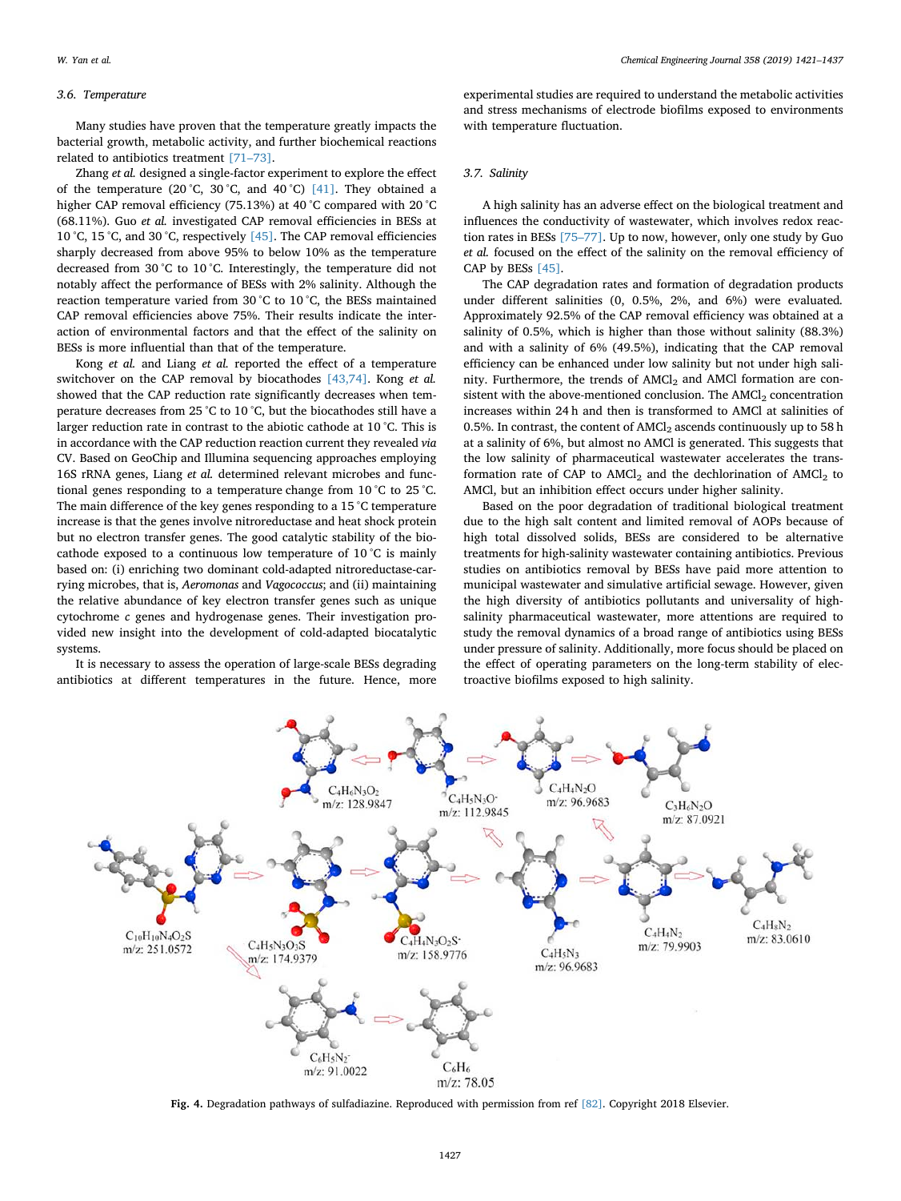### 3.6. Temperature

Many studies have proven that the temperature greatly impacts the bacterial growth, metabolic activity, and further biochemical reactions related to antibiotics treatment [71–73].

Zhang *et al.* designed a single-factor experiment to explore the effect of the temperature (20 °C, 30 °C, and 40 °C) [41]. They obtained a higher CAP removal efficiency (75.13%) at 40 °C compared with 20 °C (68.11%). Guo *et al.* investigated CAP removal efficiencies in BESs at 10 °C, 15 °C, and 30 °C, respectively [45]. The CAP removal efficiencies sharply decreased from above 95% to below 10% as the temperature decreased from 30 °C to 10 °C. Interestingly, the temperature did not notably affect the performance of BESs with 2% salinity. Although the reaction temperature varied from 30 °C to 10 °C, the BESs maintained CAP removal efficiencies above 75%. Their results indicate the interaction of environmental factors and that the effect of the salinity on BESs is more influential than that of the temperature.

Kong *et al.* and Liang *et al.* reported the effect of a temperature switchover on the CAP removal by biocathodes [43,74]. Kong *et al.* showed that the CAP reduction rate significantly decreases when temperature decreases from 25 °C to 10 °C, but the biocathodes still have a larger reduction rate in contrast to the abiotic cathode at 10 °C. This is in accordance with the CAP reduction reaction current they revealed *via* CV. Based on GeoChip and Illumina sequencing approaches employing 16S rRNA genes, Liang *et al.* determined relevant microbes and functional genes responding to a temperature change from 10 °C to 25 °C. The main difference of the key genes responding to a 15 °C temperature increase is that the genes involve nitroreductase and heat shock protein but no electron transfer genes. The good catalytic stability of the biocathode exposed to a continuous low temperature of 10 °C is mainly based on: (i) enriching two dominant cold-adapted nitroreductase-carrying microbes, that is, *Aeromonas* and *Vagococcus*; and (ii) maintaining the relative abundance of key electron transfer genes such as unique cytochrome *c* genes and hydrogenase genes. Their investigation provided new insight into the development of cold-adapted biocatalytic systems.

It is necessary to assess the operation of large-scale BESs degrading antibiotics at different temperatures in the future. Hence, more experimental studies are required to understand the metabolic activities and stress mechanisms of electrode biofilms exposed to environments with temperature fluctuation.

### 3.7. Salinity

A high salinity has an adverse effect on the biological treatment and influences the conductivity of wastewater, which involves redox reaction rates in BESs [75–77]. Up to now, however, only one study by Guo *et al.* focused on the effect of the salinity on the removal efficiency of CAP by BESs [45].

The CAP degradation rates and formation of degradation products under different salinities (0, 0.5%, 2%, and 6%) were evaluated. Approximately 92.5% of the CAP removal efficiency was obtained at a salinity of 0.5%, which is higher than those without salinity (88.3%) and with a salinity of 6% (49.5%), indicating that the CAP removal efficiency can be enhanced under low salinity but not under high salinity. Furthermore, the trends of $AMCl_2$ and AMCl formation are consistent with the above-mentioned conclusion. The $AMCl_2$ concentration increases within 24 h and then is transformed to AMCl at salinities of 0.5%. In contrast, the content of $AMCl_2$ ascends continuously up to 58 h at a salinity of 6%, but almost no AMCl is generated. This suggests that the low salinity of pharmaceutical wastewater accelerates the transformation rate of CAP to $AMCl_2$ and the dechlorination of $AMCl_2$ to AMCl, but an inhibition effect occurs under higher salinity.

Based on the poor degradation of traditional biological treatment due to the high salt content and limited removal of AOPs because of high total dissolved solids, BESs are considered to be alternative treatments for high-salinity wastewater containing antibiotics. Previous studies on antibiotics removal by BESs have paid more attention to municipal wastewater and simulative artificial sewage. However, given the high diversity of antibiotics pollutants and universality of high-salinity pharmaceutical wastewater, more attentions are required to study the removal dynamics of a broad range of antibiotics using BESs under pressure of salinity. Additionally, more focus should be placed on the effect of operating parameters on the long-term stability of electroactive biofilms exposed to high salinity.

**Fig. 4.** Degradation pathways of sulfadiazine. Reproduced with permission from ref [82]. Copyright 2018 Elsevier.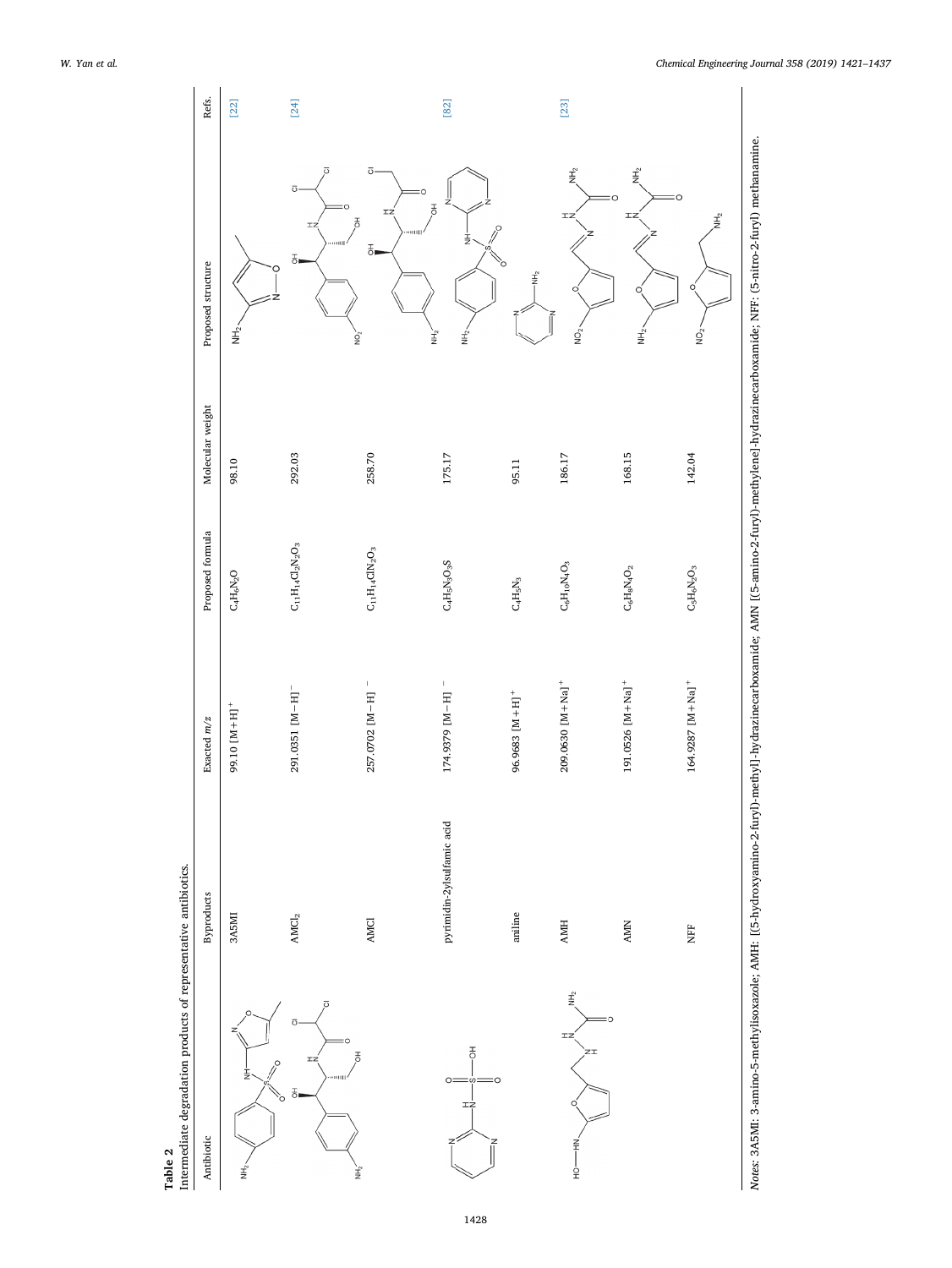**Table 2**
Intermediate degradation products of representative antibiotics.

| Antibiotic | Byproducts | Exacted m/z | Proposed formula | Molecular weight | Proposed structure | Refs. |
|---|---|---|---|---|---|---|
| | 3A5MI | 99.10 $[M+H]^+$ | $C_4H_6N_2O$ | 98.10 | | [22] |
| | $AMCl_2$ | 291.0351 $[M-H]^-$ | $C_{11}H_{14}Cl_2N_2O_3$ | 292.03 | | [24] |
| | AMCl | 257.0702 $[M-H]^-$ | $C_{11}H_{14}ClN_2O_3$ | 258.70 | | |
| | pyrimidin-2ylsulfamic acid | 174.9379 $[M-H]^-$ | $C_4H_5N_3O_3S$ | 175.17 | | [82] |
| | aniline | 96.9683 $[M+H]^+$ | $C_4H_5N_3$ | 95.11 | | |
| | AMH | 209.0630 $[M+Na]^+$ | $C_6H_{10}N_4O_3$ | 186.17 | | [23] |
| | AMN | 191.0526 $[M+Na]^+$ | $C_6H_8N_4O_2$ | 168.15 | | |
| | NFF | 164.9287 $[M+Na]^+$ | $C_5H_6N_2O_3$ | 142.04 | | |

*Notes*: 3A5MI: 3-amino-5-methylisoxazole; AMH: [(5-hydroxyamino-2-furyl)-methyl]-hydrazinecarboxamide; AMN [(5-amino-2-furyl)-methylene]-hydrazinecarboxamide; NFF: (5-nitro-2-furyl) methanamine.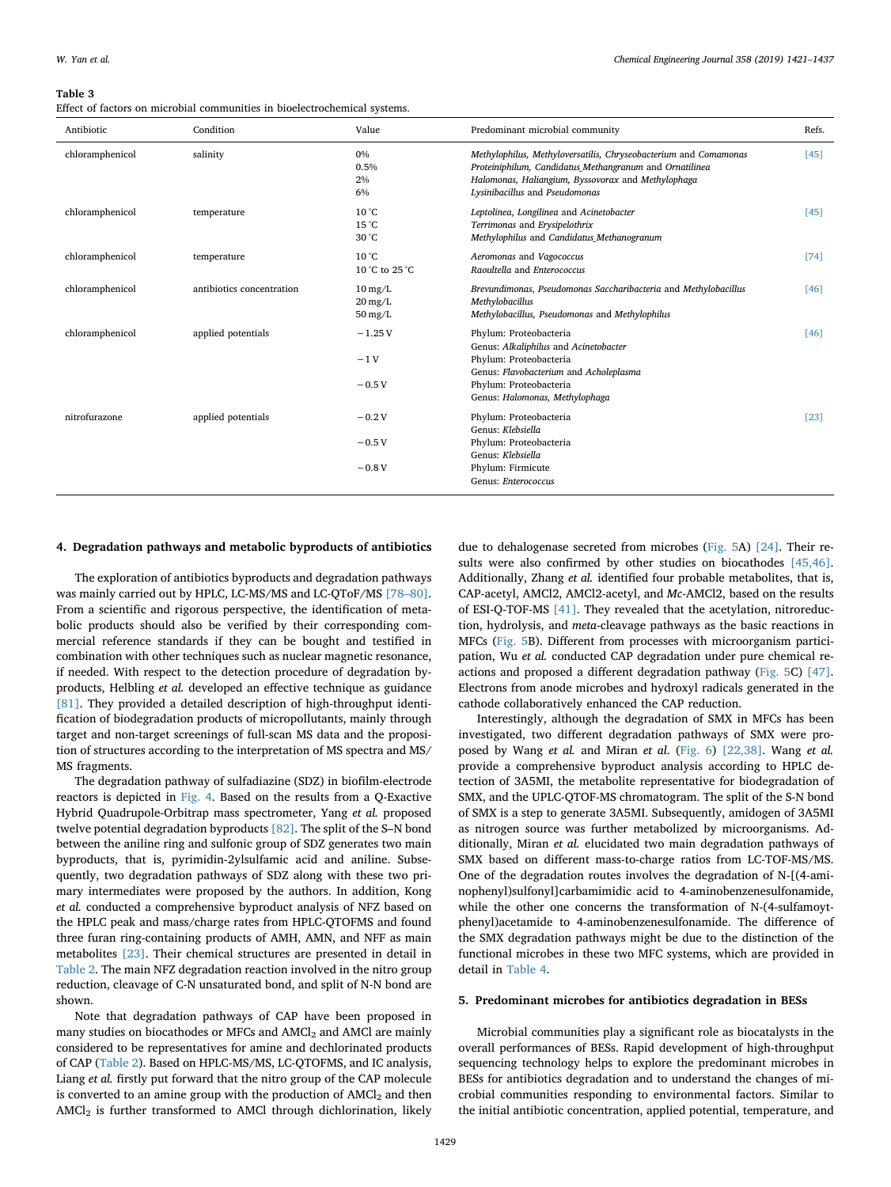**Table 3**
Effect of factors on microbial communities in bioelectrochemical systems.

| Antibiotic | Condition | Value | Predominant microbial community | Refs. |
|---|---|---|---|---|
| chloramphenicol | salinity | 0%<br>0.5%<br>2%<br>6% | *Methylophilus, Methyloversatilis, Chryseobacterium* and *Comamonas*<br>*Proteiniphilum, Candidatus_Methangranum* and *Ornatilinea*<br>*Halomonas, Haliangium, Byssovorax* and *Methylophaga*<br>*Lysinibacillus* and *Pseudomonas* | [45] |
| chloramphenicol | temperature | 10 °C<br>15 °C<br>30 °C | *Leptolinea, Longilinea* and *Acinetobacter*<br>*Terrimonas* and *Erysipelothrix*<br>*Methylophilus* and *Candidatus_Methanogranum* | [45] |
| chloramphenicol | temperature | 10 °C<br>10 °C to 25 °C | *Aeromonas* and *Vagococcus*<br>*Raoultella* and *Enterococcus* | [74] |
| chloramphenicol | antibiotics concentration | 10 mg/L<br>20 mg/L<br>50 mg/L | *Brevundimonas, Pseudomonas Saccharibacteria* and *Methylobacillus*<br>*Methylobacillus*<br>*Methylobacillus, Pseudomonas* and *Methylophilus* | [46] |
| chloramphenicol | applied potentials | −1.25 V<br><br>−1 V<br><br>−0.5 V | Phylum: Proteobacteria<br>Genus: *Alkaliphilus* and *Acinetobacter*<br>Phylum: Proteobacteria<br>Genus: *Flavobacterium* and *Acholeplasma*<br>Phylum: Proteobacteria<br>Genus: *Halomonas, Methylophaga* | [46] |
| nitrofurazone | applied potentials | −0.2 V<br><br>−0.5 V<br><br>−0.8 V | Phylum: Proteobacteria<br>Genus: *Klebsiella*<br>Phylum: Proteobacteria<br>Genus: *Klebsiella*<br>Phylum: Firmicute<br>Genus: *Enterococcus* | [23] |

## 4. Degradation pathways and metabolic byproducts of antibiotics

The exploration of antibiotics byproducts and degradation pathways was mainly carried out by HPLC, LC-MS/MS and LC-QToF/MS [78–80]. From a scientific and rigorous perspective, the identification of metabolic products should also be verified by their corresponding commercial reference standards if they can be bought and testified in combination with other techniques such as nuclear magnetic resonance, if needed. With respect to the detection procedure of degradation byproducts, Helbling *et al.* developed an effective technique as guidance [81]. They provided a detailed description of high-throughput identification of biodegradation products of micropollutants, mainly through target and non-target screenings of full-scan MS data and the proposition of structures according to the interpretation of MS spectra and MS/MS fragments.

The degradation pathway of sulfadiazine (SDZ) in biofilm-electrode reactors is depicted in Fig. 4. Based on the results from a Q-Exactive Hybrid Quadrupole-Orbitrap mass spectrometer, Yang *et al.* proposed twelve potential degradation byproducts [82]. The split of the S–N bond between the aniline ring and sulfonic group of SDZ generates two main byproducts, that is, pyrimidin-2ylsulfamic acid and aniline. Subsequently, two degradation pathways of SDZ along with these two primary intermediates were proposed by the authors. In addition, Kong *et al.* conducted a comprehensive byproduct analysis of NFZ based on the HPLC peak and mass/charge rates from HPLC-QTOFMS and found three furan ring-containing products of AMH, AMN, and NFF as main metabolites [23]. Their chemical structures are presented in detail in Table 2. The main NFZ degradation reaction involved in the nitro group reduction, cleavage of C-N unsaturated bond, and split of N-N bond are shown.

Note that degradation pathways of CAP have been proposed in many studies on biocathodes or MFCs and $AMCl_2$ and AMCl are mainly considered to be representatives for amine and dechlorinated products of CAP (Table 2). Based on HPLC-MS/MS, LC-QTOFMS, and IC analysis, Liang *et al.* firstly put forward that the nitro group of the CAP molecule is converted to an amine group with the production of $AMCl_2$ and then $AMCl_2$ is further transformed to AMCl through dichlorination, likely due to dehalogenase secreted from microbes (Fig. 5A) [24]. Their results were also confirmed by other studies on biocathodes [45,46]. Additionally, Zhang *et al.* identified four probable metabolites, that is, CAP-acetyl, AMCl2, AMCl2-acetyl, and *Mc*-AMCl2, based on the results of ESI-Q-TOF-MS [41]. They revealed that the acetylation, nitroreduction, hydrolysis, and *meta*-cleavage pathways as the basic reactions in MFCs (Fig. 5B). Different from processes with microorganism participation, Wu *et al.* conducted CAP degradation under pure chemical reactions and proposed a different degradation pathway (Fig. 5C) [47]. Electrons from anode microbes and hydroxyl radicals generated in the cathode collaboratively enhanced the CAP reduction.

Interestingly, although the degradation of SMX in MFCs has been investigated, two different degradation pathways of SMX were proposed by Wang *et al.* and Miran *et al.* (Fig. 6) [22,38]. Wang *et al.* provide a comprehensive byproduct analysis according to HPLC detection of 3A5MI, the metabolite representative for biodegradation of SMX, and the UPLC-QTOF-MS chromatogram. The split of the S-N bond of SMX is a step to generate 3A5MI. Subsequently, amidogen of 3A5MI as nitrogen source was further metabolized by microorganisms. Additionally, Miran *et al.* elucidated two main degradation pathways of SMX based on different mass-to-charge ratios from LC-TOF-MS/MS. One of the degradation routes involves the degradation of N-[(4-aminophenyl)sulfonyl]carbamimidic acid to 4-aminobenzenesulfonamide, while the other one concerns the transformation of N-(4-sulfamoytphenyl)acetamide to 4-aminobenzenesulfonamide. The difference of the SMX degradation pathways might be due to the distinction of the functional microbes in these two MFC systems, which are provided in detail in Table 4.

## 5. Predominant microbes for antibiotics degradation in BESs

Microbial communities play a significant role as biocatalysts in the overall performances of BESs. Rapid development of high-throughput sequencing technology helps to explore the predominant microbes in BESs for antibiotics degradation and to understand the changes of microbial communities responding to environmental factors. Similar to the initial antibiotic concentration, applied potential, temperature, and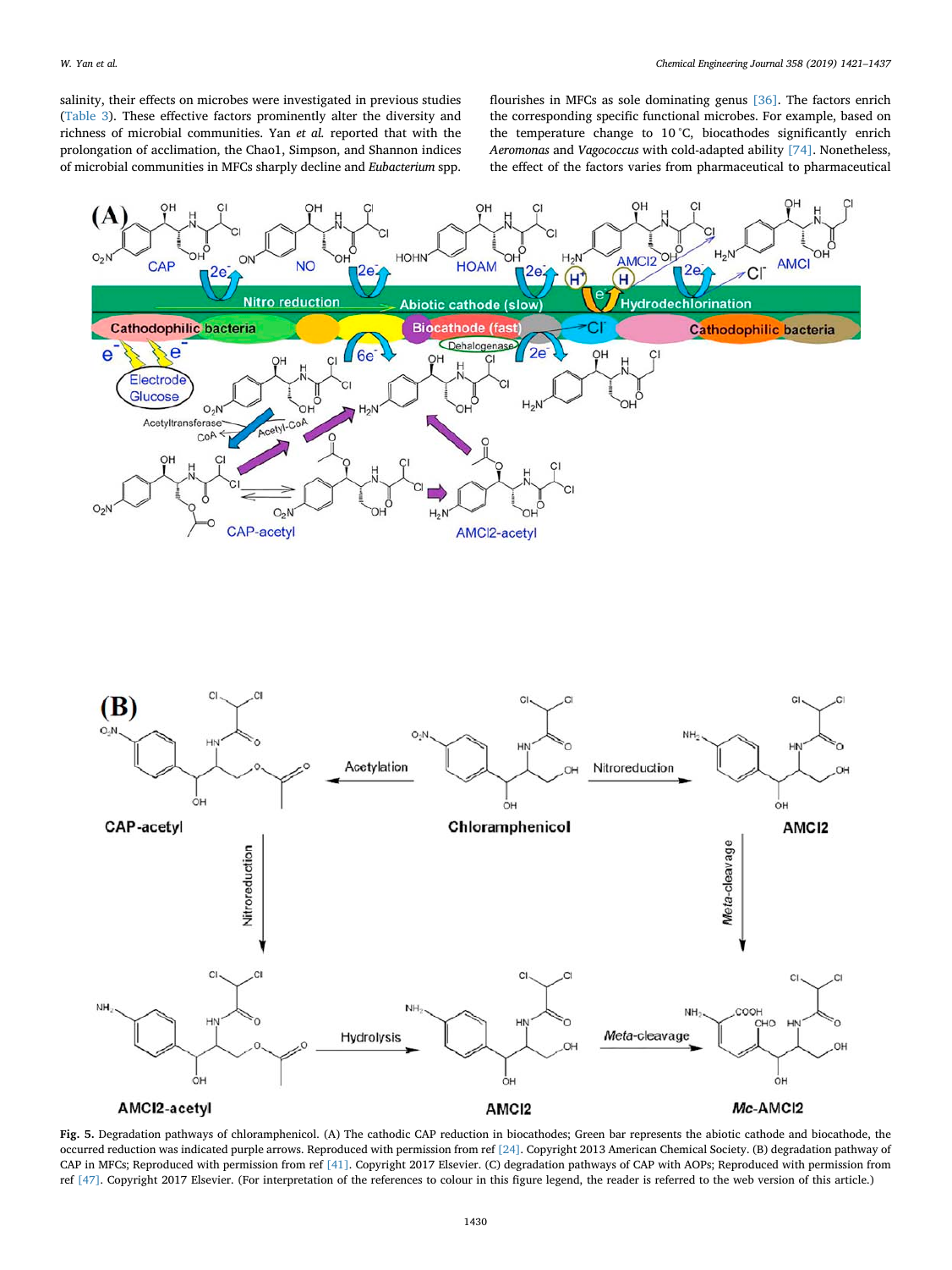salinity, their effects on microbes were investigated in previous studies (Table 3). These effective factors prominently alter the diversity and richness of microbial communities. Yan *et al.* reported that with the prolongation of acclimation, the Chao1, Simpson, and Shannon indices of microbial communities in MFCs sharply decline and *Eubacterium* spp. flourishes in MFCs as sole dominating genus [36]. The factors enrich the corresponding specific functional microbes. For example, based on the temperature change to 10 °C, biocathodes significantly enrich *Aeromonas* and *Vagococcus* with cold-adapted ability [74]. Nonetheless, the effect of the factors varies from pharmaceutical to pharmaceutical

**Fig. 5.** Degradation pathways of chloramphenicol. (A) The cathodic CAP reduction in biocathodes; Green bar represents the abiotic cathode and biocathode, the occurred reduction was indicated purple arrows. Reproduced with permission from ref [24]. Copyright 2013 American Chemical Society. (B) degradation pathway of CAP in MFCs; Reproduced with permission from ref [41]. Copyright 2017 Elsevier. (C) degradation pathways of CAP with AOPs; Reproduced with permission from ref [47]. Copyright 2017 Elsevier. (For interpretation of the references to colour in this figure legend, the reader is referred to the web version of this article.)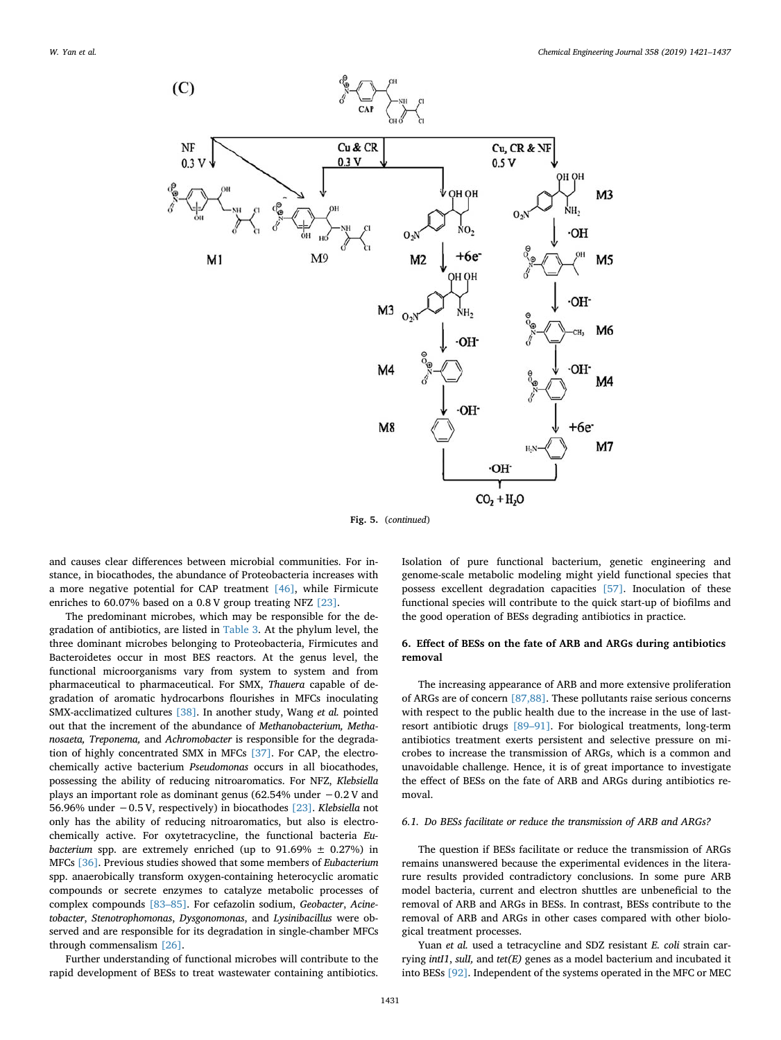**Fig. 5.** (*continued*)

and causes clear differences between microbial communities. For instance, in biocathodes, the abundance of Proteobacteria increases with a more negative potential for CAP treatment [46], while Firmicute enriches to 60.07% based on a 0.8 V group treating NFZ [23].

The predominant microbes, which may be responsible for the degradation of antibiotics, are listed in Table 3. At the phylum level, the three dominant microbes belonging to Proteobacteria, Firmicutes and Bacteroidetes occur in most BES reactors. At the genus level, the functional microorganisms vary from system to system and from pharmaceutical to pharmaceutical. For SMX, *Thauera* capable of degradation of aromatic hydrocarbons flourishes in MFCs inoculating SMX-acclimatized cultures [38]. In another study, Wang *et al.* pointed out that the increment of the abundance of *Methanobacterium, Methanosaeta, Treponema,* and *Achromobacter* is responsible for the degradation of highly concentrated SMX in MFCs [37]. For CAP, the electrochemically active bacterium *Pseudomonas* occurs in all biocathodes, possessing the ability of reducing nitroaromatics. For NFZ, *Klebsiella* plays an important role as dominant genus (62.54% under −0.2 V and 56.96% under −0.5 V, respectively) in biocathodes [23]. *Klebsiella* not only has the ability of reducing nitroaromatics, but also is electrochemically active. For oxytetracycline, the functional bacteria *Eubacterium* spp. are extremely enriched (up to 91.69% ± 0.27%) in MFCs [36]. Previous studies showed that some members of *Eubacterium* spp. anaerobically transform oxygen-containing heterocyclic aromatic compounds or secrete enzymes to catalyze metabolic processes of complex compounds [83–85]. For cefazolin sodium, *Geobacter*, *Acinetobacter*, *Stenotrophomonas*, *Dysgonomonas*, and *Lysinibacillus* were observed and are responsible for its degradation in single-chamber MFCs through commensalism [26].

Further understanding of functional microbes will contribute to the rapid development of BESs to treat wastewater containing antibiotics. Isolation of pure functional bacterium, genetic engineering and genome-scale metabolic modeling might yield functional species that possess excellent degradation capacities [57]. Inoculation of these functional species will contribute to the quick start-up of biofilms and the good operation of BESs degrading antibiotics in practice.

## 6. Effect of BESs on the fate of ARB and ARGs during antibiotics removal

The increasing appearance of ARB and more extensive proliferation of ARGs are of concern [87,88]. These pollutants raise serious concerns with respect to the public health due to the increase in the use of last-resort antibiotic drugs [89–91]. For biological treatments, long-term antibiotics treatment exerts persistent and selective pressure on microbes to increase the transmission of ARGs, which is a common and unavoidable challenge. Hence, it is of great importance to investigate the effect of BESs on the fate of ARB and ARGs during antibiotics removal.

### 6.1. Do BESs facilitate or reduce the transmission of ARB and ARGs?

The question if BESs facilitate or reduce the transmission of ARGs remains unanswered because the experimental evidences in the literature results provided contradictory conclusions. In some pure ARB model bacteria, current and electron shuttles are unbeneficial to the removal of ARB and ARGs in BESs. In contrast, BESs contribute to the removal of ARB and ARGs in other cases compared with other biological treatment processes.

Yuan *et al.* used a tetracycline and SDZ resistant *E. coli* strain carrying *intI1*, *sulI*, and *tet(E)* genes as a model bacterium and incubated it into BESs [92]. Independent of the systems operated in the MFC or MEC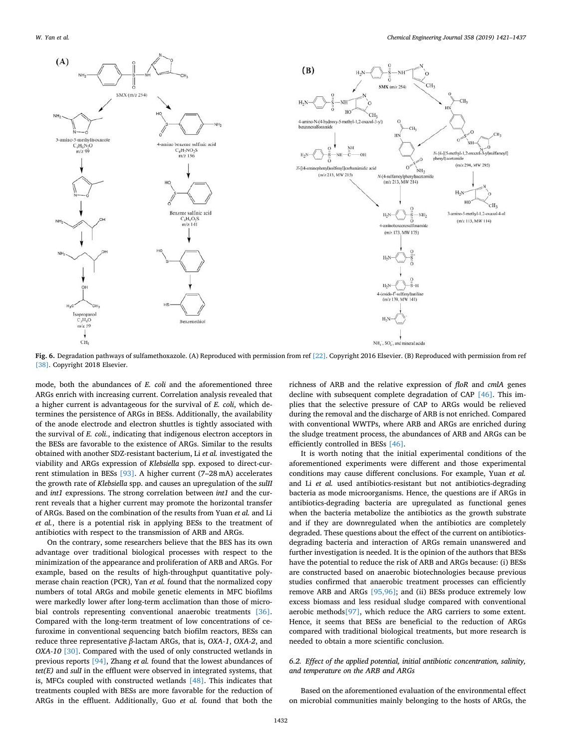Fig. 6. Degradation pathways of sulfamethoxazole. (A) Reproduced with permission from ref [22]. Copyright 2016 Elsevier. (B) Reproduced with permission from ref [38]. Copyright 2018 Elsevier.

mode, both the abundances of *E. coli* and the aforementioned three ARGs enrich with increasing current. Correlation analysis revealed that a higher current is advantageous for the survival of *E. coli*, which determines the persistence of ARGs in BESs. Additionally, the availability of the anode electrode and electron shuttles is tightly associated with the survival of *E. coli.*, indicating that indigenous electron acceptors in the BESs are favorable to the existence of ARGs. Similar to the results obtained with another SDZ-resistant bacterium, Li *et al.* investigated the viability and ARGs expression of *Klebsiella* spp. exposed to direct-current stimulation in BESs [93]. A higher current (7–28 mA) accelerates the growth rate of *Klebsiella* spp. and causes an upregulation of the *sulII* and *int1* expressions. The strong correlation between *int1* and the current reveals that a higher current may promote the horizontal transfer of ARGs. Based on the combination of the results from Yuan *et al.* and Li *et al.*, there is a potential risk in applying BESs to the treatment of antibiotics with respect to the transmission of ARB and ARGs.

On the contrary, some researchers believe that the BES has its own advantage over traditional biological processes with respect to the minimization of the appearance and proliferation of ARB and ARGs. For example, based on the results of high-throughput quantitative polymerase chain reaction (PCR), Yan *et al.* found that the normalized copy numbers of total ARGs and mobile genetic elements in MFC biofilms were markedly lower after long-term acclimation than those of microbial controls representing conventional anaerobic treatments [36]. Compared with the long-term treatment of low concentrations of cefuroxime in conventional sequencing batch biofilm reactors, BESs can reduce three representative $\beta$-lactam ARGs, that is, *OXA-1*, *OXA-2*, and *OXA-10* [30]. Compared with the used of only constructed wetlands in previous reports [94], Zhang *et al.* found that the lowest abundances of *tet(E)* and *sulI* in the effluent were observed in integrated systems, that is, MFCs coupled with constructed wetlands [48]. This indicates that treatments coupled with BESs are more favorable for the reduction of ARGs in the effluent. Additionally, Guo *et al.* found that both the richness of ARB and the relative expression of *floR* and *cmlA* genes decline with subsequent complete degradation of CAP [46]. This implies that the selective pressure of CAP to ARGs would be relieved during the removal and the discharge of ARB is not enriched. Compared with conventional WWTPs, where ARB and ARGs are enriched during the sludge treatment process, the abundances of ARB and ARGs can be efficiently controlled in BESs [46].

It is worth noting that the initial experimental conditions of the aforementioned experiments were different and those experimental conditions may cause different conclusions. For example, Yuan *et al.* and Li *et al.* used antibiotics-resistant but not antibiotics-degrading bacteria as mode microorganisms. Hence, the questions are if ARGs in antibiotics-degrading bacteria are upregulated as functional genes when the bacteria metabolize the antibiotics as the growth substrate and if they are downregulated when the antibiotics are completely degraded. These questions about the effect of the current on antibiotics-degrading bacteria and interaction of ARGs remain unanswered and further investigation is needed. It is the opinion of the authors that BESs have the potential to reduce the risk of ARB and ARGs because: (i) BESs are constructed based on anaerobic biotechnologies because previous studies confirmed that anaerobic treatment processes can efficiently remove ARB and ARGs [95,96]; and (ii) BESs produce extremely low excess biomass and less residual sludge compared with conventional aerobic methods[97], which reduce the ARG carriers to some extent. Hence, it seems that BESs are beneficial to the reduction of ARGs compared with traditional biological treatments, but more research is needed to obtain a more scientific conclusion.

### 6.2. Effect of the applied potential, initial antibiotic concentration, salinity, and temperature on the ARB and ARGs

Based on the aforementioned evaluation of the environmental effect on microbial communities mainly belonging to the hosts of ARGs, the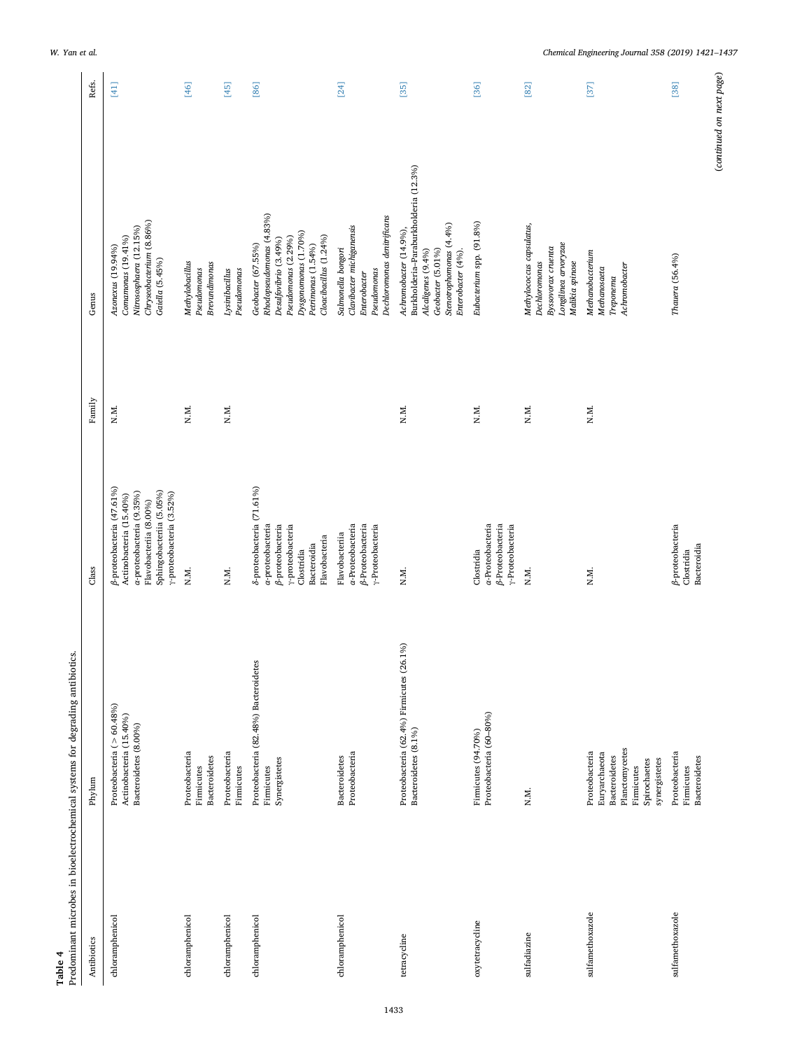**Table 4**
Predominant microbes in bioelectrochemical systems for degrading antibiotics.

| Antibiotics | Phylum | Class | Family | Genus | Refs. |
|---|---|---|---|---|---|
| chloramphenicol | Proteobacteria (> 60.48%)<br>Actinobacteria (15.40%)<br>Bacteroidetes (8.00%) | β-proteobacteria (47.61%)<br>Actinobacteria (15.40%)<br>α-proteobacteria (9.35%)<br>Flavobacteria (8.00%)<br>Sphingobacteria (5.05%)<br>γ-proteobacteria (3.52%) | N.M. | *Azonexus* (19.94%)<br>*Comamonas* (19.41%)<br>*Nitrososphaera* (12.15%)<br>*Chryseobacterium* (8.86%)<br>*Gatella* (5.45%) | [41] |
| chloramphenicol | Proteobacteria<br>Firmicutes<br>Bacteroidetes | N.M. | N.M. | *Methylobacillus*<br>*Pseudomonas*<br>*Brevundimonas* | [46] |
| chloramphenicol | Proteobacteria<br>Firmicutes | N.M. | N.M. | *Lysinibacillus*<br>*Pseudomonas* | [45] |
| chloramphenicol | Proteobacteria (82.48%) Bacteroidetes<br>Firmicutes<br>Synergistetes | δ-proteobacteria (71.61%)<br>α-proteobacteria<br>β-proteobacteria<br>γ-proteobacteria<br>Clostridia<br>Bacteroidia<br>Flavobacteria | | *Geobacter* (67.55%)<br>*Rhodopseudomonas* (4.83%)<br>*Desulfovibrio* (3.49%)<br>*Pseudomonas* (2.29%)<br>*Dysgonomonas* (1.70%)<br>*Petrimonas* (1.54%)<br>*Cloacibacillus* (1.24%) | [86] |
| chloramphenicol | Bacteroidetes<br>Proteobacteria | Flavobacteria<br>α-Proteobacteria<br>β-Proteobacteria<br>γ-Proteobacteria | | *Salmonella bongori*<br>*Clavibacter michiganensis*<br>*Enterobacter*<br>*Pseudomonas*<br>*Dechloromonas denitrificans* | [24] |
| tetracycline | Proteobacteria (62.4%) Firmicutes (26.1%)<br>Bacteroidetes (8.1%) | N.M. | N.M. | *Achromobacter* (14.9%),<br>*Burkholderia–Paraburkholderia* (12.3%)<br>*Alcaligenes* (9.4%)<br>*Geobacter* (5.01%)<br>*Stenotrophomonas* (4.4%)<br>*Enterobacter* (4%). | [35] |
| oxytetracycline | Firmicutes (94.70%)<br>Proteobacteria (60–80%) | Clostridia<br>α-Proteobacteria<br>β-Proteobacteria<br>γ-Proteobacteria | N.M. | *Eubacterium* spp. (91.8%) | [36] |
| sulfadiazine | N.M. | N.M. | N.M. | *Methylococcus capsulatus*,<br>*Dechloromonas*<br>*Byssovorax cruenta*<br>*Longilinea arvoryzae*<br>*Malikia spinose* | [82] |
| sulfamethoxazole | Proteobacteria<br>Euryarchaeota<br>Bacteroidetes<br>Planctomycetes<br>Firmicutes<br>Spirochaetes<br>synergistetes | N.M. | N.M. | *Methanobacterium*<br>*Methanosaeta*<br>*Treponema*<br>*Achromobacter* | [37] |
| sulfamethoxazole | Proteobacteria<br>Firmicutes<br>Bacteroidetes | β-proteobacteria<br>Clostridia<br>Bacteroidia | | *Thauera* (56.4%) | [38] |

(*continued on next page*)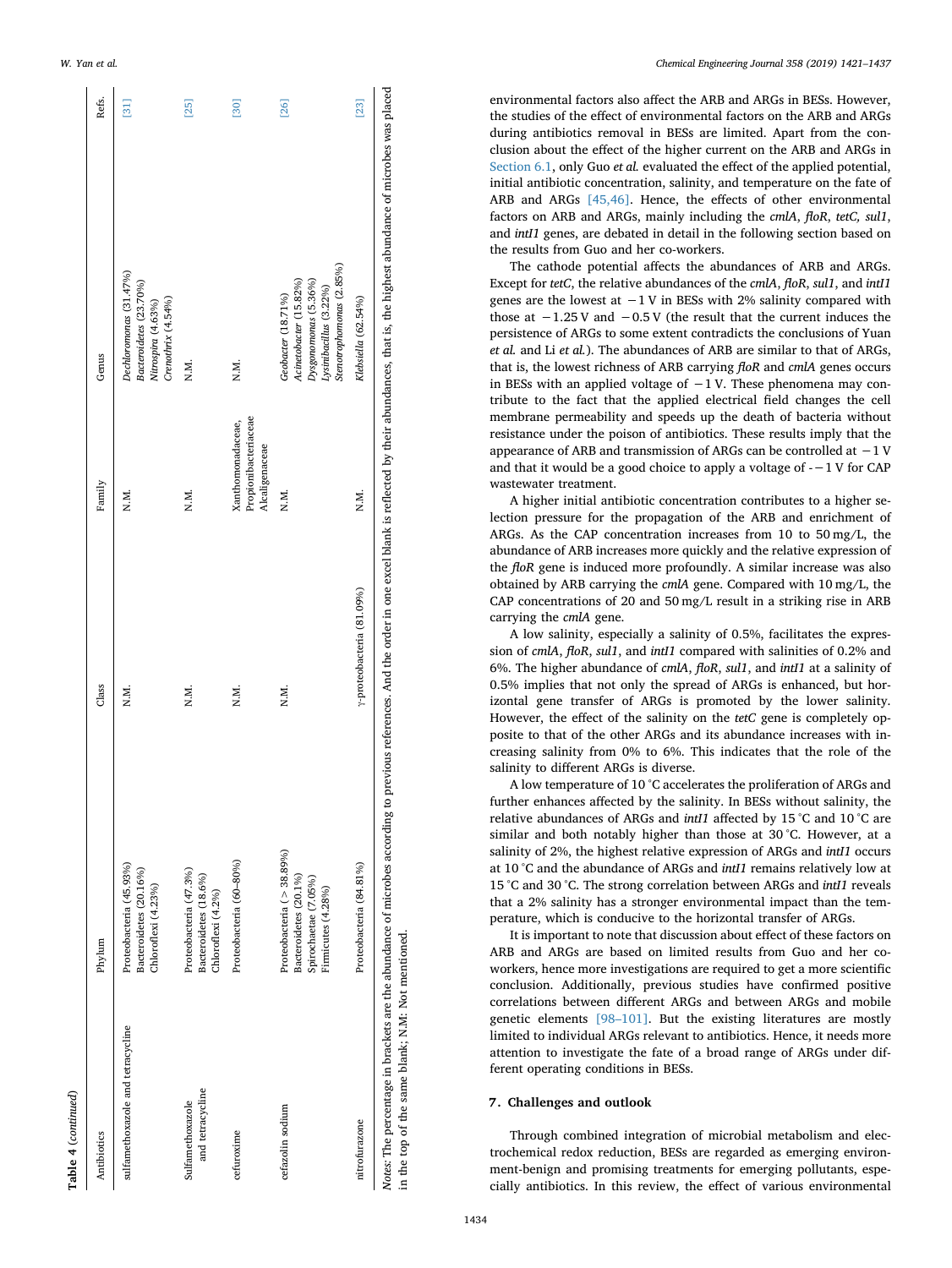**Table 4** (*continued*)

| Antibiotics | Phylum | Class | Family | Genus | Refs. |
|---|---|---|---|---|---|
| sulfamethoxazole and tetracycline | Proteobacteria (45.93%)<br>Bacteroidetes (20.16%)<br>Chloroflexi (4.23%) | N.M. | N.M. | *Dechloromonas* (31.47%)<br>*Bacteroidetes* (23.70%)<br>*Nitrospira* (4.63%)<br>*Crenothrix* (4.54%) | [31] |
| Sulfamethoxazole and tetracycline | Proteobacteria (47.3%)<br>Bacteroidetes (18.6%)<br>Chloroflexi (4.2%) | N.M. | N.M. | N.M. | [25] |
| cefuroxime | Proteobacteria (60–80%) | N.M. | Xanthomonadaceae,<br>Propionibacteriaceae<br>Alcaligenaceae | N.M. | [30] |
| cefazolin sodium | Proteobacteria (> 38.89%)<br>Bacteroidetes (20.1%)<br>Spirochaetae (7.05%)<br>Firmicutes (4.28%) | N.M. | N.M. | *Geobacter* (18.71%)<br>*Acinetobacter* (15.82%)<br>*Dysgonomonas* (5.36%)<br>*Lysinibacillus* (3.22%)<br>*Stenotrophomonas* (2.85%) | [26] |
| nitrofurazone | Proteobacteria (84.81%) | γ-proteobacteria (81.09%) | N.M. | *Klebsiella* (62.54%) | [23] |

*Notes*: The percentage in brackets are the abundance of microbes according to previous references. And the order in one excel blank is reflected by their abundances, that is, the highest abundance of microbes was placed in the top of the same blank; N.M: Not mentioned.

environmental factors also affect the ARB and ARGs in BESs. However, the studies of the effect of environmental factors on the ARB and ARGs during antibiotics removal in BESs are limited. Apart from the conclusion about the effect of the higher current on the ARB and ARGs in Section 6.1, only Guo *et al.* evaluated the effect of the applied potential, initial antibiotic concentration, salinity, and temperature on the fate of ARB and ARGs [45,46]. Hence, the effects of other environmental factors on ARB and ARGs, mainly including the *cmlA*, *floR*, *tetC, sul1*, and *intI1* genes, are debated in detail in the following section based on the results from Guo and her co-workers.

The cathode potential affects the abundances of ARB and ARGs. Except for *tetC*, the relative abundances of the *cmlA*, *floR*, *sul1*, and *intI1* genes are the lowest at −1 V in BESs with 2% salinity compared with those at −1.25 V and −0.5 V (the result that the current induces the persistence of ARGs to some extent contradicts the conclusions of Yuan *et al.* and Li *et al.*). The abundances of ARB are similar to that of ARGs, that is, the lowest richness of ARB carrying *floR* and *cmlA* genes occurs in BESs with an applied voltage of −1 V. These phenomena may contribute to the fact that the applied electrical field changes the cell membrane permeability and speeds up the death of bacteria without resistance under the poison of antibiotics. These results imply that the appearance of ARB and transmission of ARGs can be controlled at −1 V and that it would be a good choice to apply a voltage of -−1 V for CAP wastewater treatment.

A higher initial antibiotic concentration contributes to a higher selection pressure for the propagation of the ARB and enrichment of ARGs. As the CAP concentration increases from 10 to 50 mg/L, the abundance of ARB increases more quickly and the relative expression of the *floR* gene is induced more profoundly. A similar increase was also obtained by ARB carrying the *cmlA* gene. Compared with 10 mg/L, the CAP concentrations of 20 and 50 mg/L result in a striking rise in ARB carrying the *cmlA* gene.

A low salinity, especially a salinity of 0.5%, facilitates the expression of *cmlA*, *floR*, *sul1*, and *intI1* compared with salinities of 0.2% and 6%. The higher abundance of *cmlA*, *floR*, *sul1*, and *intI1* at a salinity of 0.5% implies that not only the spread of ARGs is enhanced, but horizontal gene transfer of ARGs is promoted by the lower salinity. However, the effect of the salinity on the *tetC* gene is completely opposite to that of the other ARGs and its abundance increases with increasing salinity from 0% to 6%. This indicates that the role of the salinity to different ARGs is diverse.

A low temperature of 10 °C accelerates the proliferation of ARGs and further enhances affected by the salinity. In BESs without salinity, the relative abundances of ARGs and *intI1* affected by 15 °C and 10 °C are similar and both notably higher than those at 30 °C. However, at a salinity of 2%, the highest relative expression of ARGs and *intI1* occurs at 10 °C and the abundance of ARGs and *intI1* remains relatively low at 15 °C and 30 °C. The strong correlation between ARGs and *intI1* reveals that a 2% salinity has a stronger environmental impact than the temperature, which is conducive to the horizontal transfer of ARGs.

It is important to note that discussion about effect of these factors on ARB and ARGs are based on limited results from Guo and her co-workers, hence more investigations are required to get a more scientific conclusion. Additionally, previous studies have confirmed positive correlations between different ARGs and between ARGs and mobile genetic elements [98–101]. But the existing literatures are mostly limited to individual ARGs relevant to antibiotics. Hence, it needs more attention to investigate the fate of a broad range of ARGs under different operating conditions in BESs.

## 7. Challenges and outlook

Through combined integration of microbial metabolism and electrochemical redox reduction, BESs are regarded as emerging environment-benign and promising treatments for emerging pollutants, especially antibiotics. In this review, the effect of various environmental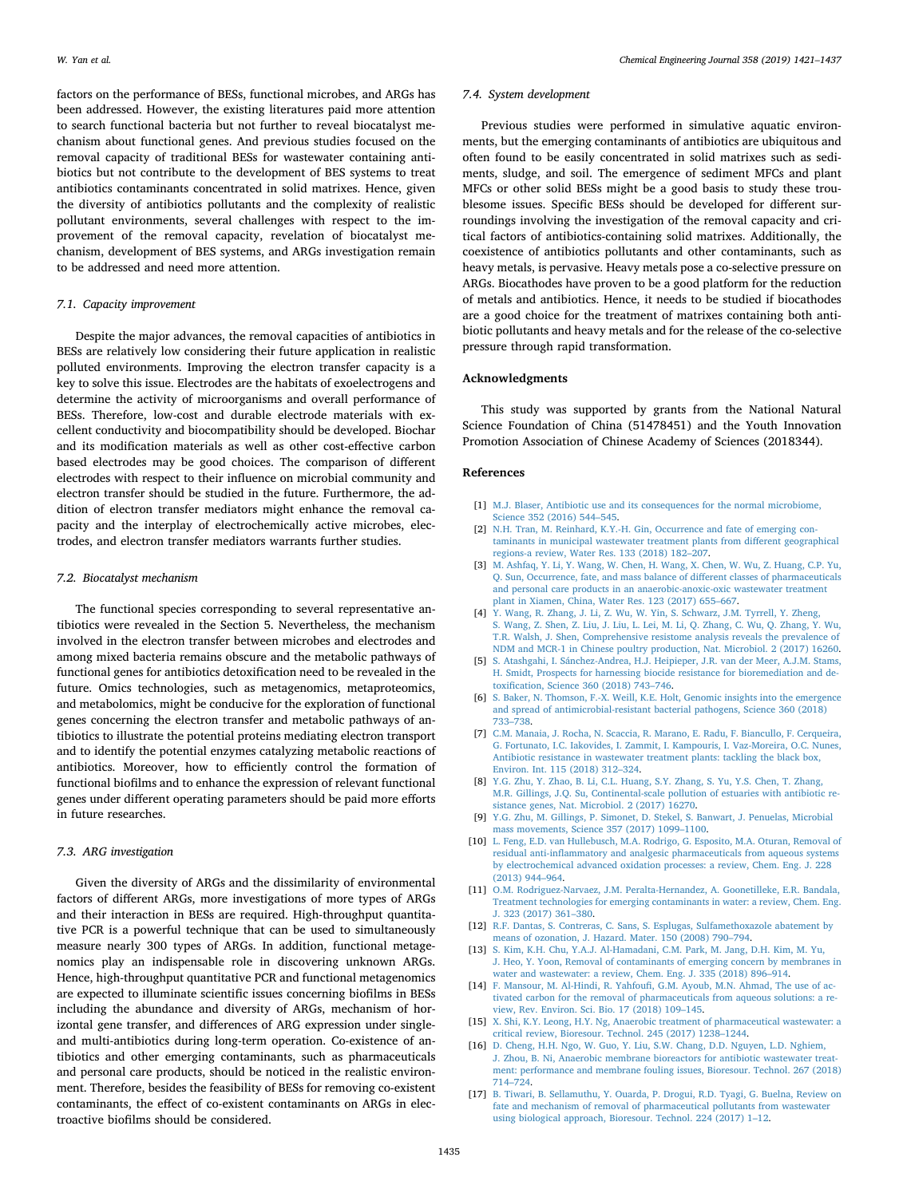factors on the performance of BESs, functional microbes, and ARGs has been addressed. However, the existing literatures paid more attention to search functional bacteria but not further to reveal biocatalyst mechanism about functional genes. And previous studies focused on the removal capacity of traditional BESs for wastewater containing antibiotics but not contribute to the development of BES systems to treat antibiotics contaminants concentrated in solid matrixes. Hence, given the diversity of antibiotics pollutants and the complexity of realistic pollutant environments, several challenges with respect to the improvement of the removal capacity, revelation of biocatalyst mechanism, development of BES systems, and ARGs investigation remain to be addressed and need more attention.

### 7.1. Capacity improvement

Despite the major advances, the removal capacities of antibiotics in BESs are relatively low considering their future application in realistic polluted environments. Improving the electron transfer capacity is a key to solve this issue. Electrodes are the habitats of exoelectrogens and determine the activity of microorganisms and overall performance of BESs. Therefore, low-cost and durable electrode materials with excellent conductivity and biocompatibility should be developed. Biochar and its modification materials as well as other cost-effective carbon based electrodes may be good choices. The comparison of different electrodes with respect to their influence on microbial community and electron transfer should be studied in the future. Furthermore, the addition of electron transfer mediators might enhance the removal capacity and the interplay of electrochemically active microbes, electrodes, and electron transfer mediators warrants further studies.

### 7.2. Biocatalyst mechanism

The functional species corresponding to several representative antibiotics were revealed in the Section 5. Nevertheless, the mechanism involved in the electron transfer between microbes and electrodes and among mixed bacteria remains obscure and the metabolic pathways of functional genes for antibiotics detoxification need to be revealed in the future. Omics technologies, such as metagenomics, metaproteomics, and metabolomics, might be conducive for the exploration of functional genes concerning the electron transfer and metabolic pathways of antibiotics to illustrate the potential proteins mediating electron transport and to identify the potential enzymes catalyzing metabolic reactions of antibiotics. Moreover, how to efficiently control the formation of functional biofilms and to enhance the expression of relevant functional genes under different operating parameters should be paid more efforts in future researches.

### 7.3. ARG investigation

Given the diversity of ARGs and the dissimilarity of environmental factors of different ARGs, more investigations of more types of ARGs and their interaction in BESs are required. High-throughput quantitative PCR is a powerful technique that can be used to simultaneously measure nearly 300 types of ARGs. In addition, functional metagenomics play an indispensable role in discovering unknown ARGs. Hence, high-throughput quantitative PCR and functional metagenomics are expected to illuminate scientific issues concerning biofilms in BESs including the abundance and diversity of ARGs, mechanism of horizontal gene transfer, and differences of ARG expression under single- and multi-antibiotics during long-term operation. Co-existence of antibiotics and other emerging contaminants, such as pharmaceuticals and personal care products, should be noticed in the realistic environment. Therefore, besides the feasibility of BESs for removing co-existent contaminants, the effect of co-existent contaminants on ARGs in electroactive biofilms should be considered.

### 7.4. System development

Previous studies were performed in simulative aquatic environments, but the emerging contaminants of antibiotics are ubiquitous and often found to be easily concentrated in solid matrixes such as sediments, sludge, and soil. The emergence of sediment MFCs and plant MFCs or other solid BESs might be a good basis to study these troublesome issues. Specific BESs should be developed for different surroundings involving the investigation of the removal capacity and critical factors of antibiotics-containing solid matrixes. Additionally, the coexistence of antibiotics pollutants and other contaminants, such as heavy metals, is pervasive. Heavy metals pose a co-selective pressure on ARGs. Biocathodes have proven to be a good platform for the reduction of metals and antibiotics. Hence, it needs to be studied if biocathodes are a good choice for the treatment of matrixes containing both antibiotic pollutants and heavy metals and for the release of the co-selective pressure through rapid transformation.

## Acknowledgments

This study was supported by grants from the National Natural Science Foundation of China (51478451) and the Youth Innovation Promotion Association of Chinese Academy of Sciences (2018344).

## References

[1] M.J. Blaser, Antibiotic use and its consequences for the normal microbiome, Science 352 (2016) 544–545.

[2] N.H. Tran, M. Reinhard, K.Y.-H. Gin, Occurrence and fate of emerging contaminants in municipal wastewater treatment plants from different geographical regions-a review, Water Res. 133 (2018) 182–207.

[3] M. Ashfaq, Y. Li, Y. Wang, W. Chen, H. Wang, X. Chen, W. Wu, Z. Huang, C.P. Yu, Q. Sun, Occurrence, fate, and mass balance of different classes of pharmaceuticals and personal care products in an anaerobic-anoxic-oxic wastewater treatment plant in Xiamen, China, Water Res. 123 (2017) 655–667.

[4] Y. Wang, R. Zhang, J. Li, Z. Wu, W. Yin, S. Schwarz, J.M. Tyrrell, Y. Zheng, S. Wang, Z. Shen, Z. Liu, J. Liu, L. Lei, M. Li, Q. Zhang, C. Wu, Q. Zhang, Y. Wu, T.R. Walsh, J. Shen, Comprehensive resistome analysis reveals the prevalence of NDM and MCR-1 in Chinese poultry production, Nat. Microbiol. 2 (2017) 16260.

[5] S. Atashgahi, I. Sánchez-Andrea, H.J. Heipieper, J.R. van der Meer, A.J.M. Stams, H. Smidt, Prospects for harnessing biocide resistance for bioremediation and detoxification, Science 360 (2018) 743–746.

[6] S. Baker, N. Thomson, F.-X. Weill, K.E. Holt, Genomic insights into the emergence and spread of antimicrobial-resistant bacterial pathogens, Science 360 (2018) 733–738.

[7] C.M. Manaia, J. Rocha, N. Scaccia, R. Marano, E. Radu, F. Biancullo, F. Cerqueira, G. Fortunato, I.C. Iakovides, I. Zammit, I. Kampouris, I. Vaz-Moreira, O.C. Nunes, Antibiotic resistance in wastewater treatment plants: tackling the black box, Environ. Int. 115 (2018) 312–324.

[8] Y.G. Zhu, Y. Zhao, B. Li, C.L. Huang, S.Y. Zhang, S. Yu, Y.S. Chen, T. Zhang, M.R. Gillings, J.Q. Su, Continental-scale pollution of estuaries with antibiotic resistance genes, Nat. Microbiol. 2 (2017) 16270.

[9] Y.G. Zhu, M. Gillings, P. Simonet, D. Stekel, S. Banwart, J. Penuelas, Microbial mass movements, Science 357 (2017) 1099–1100.

[10] L. Feng, E.D. van Hullebusch, M.A. Rodrigo, G. Esposito, M.A. Oturan, Removal of residual anti-inflammatory and analgesic pharmaceuticals from aqueous systems by electrochemical advanced oxidation processes: a review, Chem. Eng. J. 228 (2013) 944–964.

[11] O.M. Rodriguez-Narvaez, J.M. Peralta-Hernandez, A. Goonetilleke, E.R. Bandala, Treatment technologies for emerging contaminants in water: a review, Chem. Eng. J. 323 (2017) 361–380.

[12] R.F. Dantas, S. Contreras, C. Sans, S. Esplugas, Sulfamethoxazole abatement by means of ozonation, J. Hazard. Mater. 150 (2008) 790–794.

[13] S. Kim, K.H. Chu, Y.A.J. Al-Hamadani, C.M. Park, M. Jang, D.H. Kim, M. Yu, J. Heo, Y. Yoon, Removal of contaminants of emerging concern by membranes in water and wastewater: a review, Chem. Eng. J. 335 (2018) 896–914.

[14] F. Mansour, M. Al-Hindi, R. Yahfoufi, G.M. Ayoub, M.N. Ahmad, The use of activated carbon for the removal of pharmaceuticals from aqueous solutions: a review, Rev. Environ. Sci. Bio. 17 (2018) 109–145.

[15] X. Shi, K.Y. Leong, H.Y. Ng, Anaerobic treatment of pharmaceutical wastewater: a critical review, Bioresour. Technol. 245 (2017) 1238–1244.

[16] D. Cheng, H.H. Ngo, W. Guo, Y. Liu, S.W. Chang, D.D. Nguyen, L.D. Nghiem, J. Zhou, B. Ni, Anaerobic membrane bioreactors for antibiotic wastewater treatment: performance and membrane fouling issues, Bioresour. Technol. 267 (2018) 714–724.

[17] B. Tiwari, B. Sellamuthu, Y. Ouarda, P. Drogui, R.D. Tyagi, G. Buelna, Review on fate and mechanism of removal of pharmaceutical pollutants from wastewater using biological approach, Bioresour. Technol. 224 (2017) 1–12.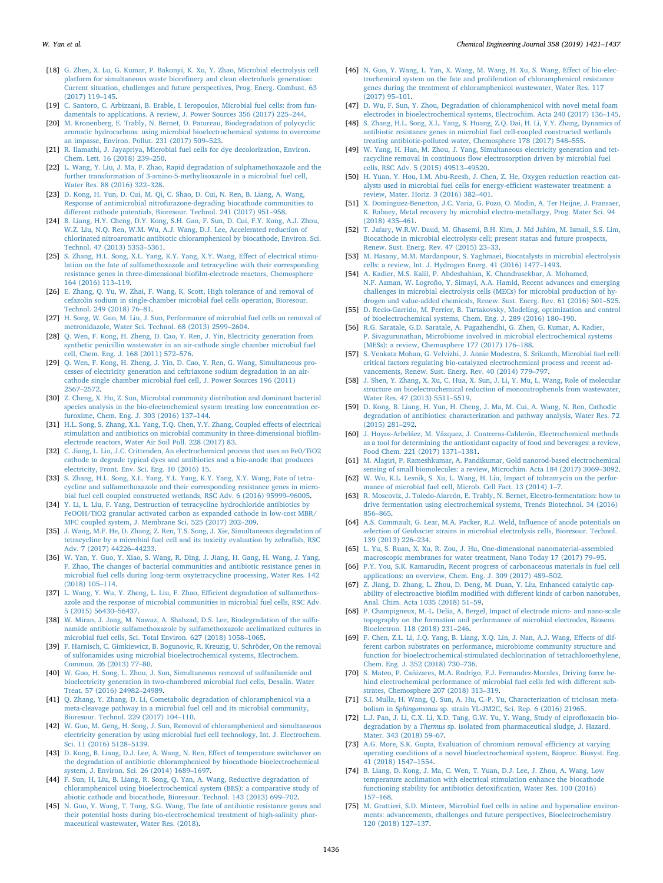[18] G. Zhen, X. Lu, G. Kumar, P. Bakonyi, K. Xu, Y. Zhao, Microbial electrolysis cell platform for simultaneous waste biorefinery and clean electrofuels generation: Current situation, challenges and future perspectives, Prog. Energ. Combust. 63 (2017) 119–145.

[19] C. Santoro, C. Arbizzani, B. Erable, I. Ieropoulos, Microbial fuel cells: from fundamentals to applications. A review, J. Power Sources 356 (2017) 225–244.

[20] M. Kronenberg, E. Trably, N. Bernet, D. Patureau, Biodegradation of polycyclic aromatic hydrocarbons: using microbial bioelectrochemical systems to overcome an impasse, Environ. Pollut. 231 (2017) 509–523.

[21] R. Ilamathi, J. Jayapriya, Microbial fuel cells for dye decolorization, Environ. Chem. Lett. 16 (2018) 239–250.

[22] L. Wang, Y. Liu, J. Ma, F. Zhao, Rapid degradation of sulphamethoxazole and the further transformation of 3-amino-5-methylisoxazole in a microbial fuel cell, Water Res. 88 (2016) 322–328.

[23] D. Kong, H. Yun, D. Cui, M. Qi, C. Shao, D. Cui, N. Ren, B. Liang, A. Wang, Response of antimicrobial nitrofurazone-degrading biocathode communities to different cathode potentials, Bioresour. Technol. 241 (2017) 951–958.

[24] B. Liang, H.Y. Cheng, D.Y. Kong, S.H. Gao, F. Sun, D. Cui, F.Y. Kong, A.J. Zhou, W.Z. Liu, N.Q. Ren, W.M. Wu, A.J. Wang, D.J. Lee, Accelerated reduction of chlorinated nitroaromatic antibiotic chloramphenicol by biocathode, Environ. Sci. Technol. 47 (2013) 5353–5361.

[25] S. Zhang, H.L. Song, X.L. Yang, K.Y. Yang, X.Y. Wang, Effect of electrical stimulation on the fate of sulfamethoxazole and tetracycline with their corresponding resistance genes in three-dimensional biofilm-electrode reactors, Chemosphere 164 (2016) 113–119.

[26] E. Zhang, Q. Yu, W. Zhai, F. Wang, K. Scott, High tolerance of and removal of cefazolin sodium in single-chamber microbial fuel cells operation, Bioresour. Technol. 249 (2018) 76–81.

[27] H. Song, W. Guo, M. Liu, J. Sun, Performance of microbial fuel cells on removal of metronidazole, Water Sci. Technol. 68 (2013) 2599–2604.

[28] Q. Wen, F. Kong, H. Zheng, D. Cao, Y. Ren, J. Yin, Electricity generation from synthetic penicillin wastewater in an air-cathode single chamber microbial fuel cell, Chem. Eng. J. 168 (2011) 572–576.

[29] Q. Wen, F. Kong, H. Zheng, J. Yin, D. Cao, Y. Ren, G. Wang, Simultaneous processes of electricity generation and ceftriaxone sodium degradation in an air-cathode single chamber microbial fuel cell, J. Power Sources 196 (2011) 2567–2572.

[30] Z. Cheng, X. Hu, Z. Sun, Microbial community distribution and dominant bacterial species analysis in the bio-electrochemical system treating low concentration cefuroxime, Chem. Eng. J. 303 (2016) 137–144.

[31] H.L. Song, S. Zhang, X.L. Yang, T.Q. Chen, Y.Y. Zhang, Coupled effects of electrical stimulation and antibiotics on microbial community in three-dimensional biofilm-electrode reactors, Water Air Soil Poll. 228 (2017) 83.

[32] C. Jiang, L. Liu, J.C. Crittenden, An electrochemical process that uses an Fe0/TiO2 cathode to degrade typical dyes and antibiotics and a bio-anode that produces electricity, Front. Env. Sci. Eng. 10 (2016) 15.

[33] S. Zhang, H.L. Song, X.L. Yang, Y.L. Yang, K.Y. Yang, X.Y. Wang, Fate of tetracycline and sulfamethoxazole and their corresponding resistance genes in microbial fuel cell coupled constructed wetlands, RSC Adv. 6 (2016) 95999–96005.

[34] Y. Li, L. Liu, F. Yang, Destruction of tetracycline hydrochloride antibiotics by FeOOH/TiO2 granular activated carbon as expanded cathode in low-cost MBR/MFC coupled system, J. Membrane Sci. 525 (2017) 202–209.

[35] J. Wang, M.F. He, D. Zhang, Z. Ren, T.S. Song, J. Xie, Simultaneous degradation of tetracycline by a microbial fuel cell and its toxicity evaluation by zebrafish, RSC Adv. 7 (2017) 44226–44233.

[36] W. Yan, Y. Guo, Y. Xiao, S. Wang, R. Ding, J. Jiang, H. Gang, H. Wang, J. Yang, F. Zhao, The changes of bacterial communities and antibiotic resistance genes in microbial fuel cells during long-term oxytetracycline processing, Water Res. 142 (2018) 105–114.

[37] L. Wang, Y. Wu, Y. Zheng, L. Liu, F. Zhao, Efficient degradation of sulfamethoxazole and the response of microbial communities in microbial fuel cells, RSC Adv. 5 (2015) 56430–56437.

[38] W. Miran, J. Jang, M. Nawaz, A. Shahzad, D.S. Lee, Biodegradation of the sulfonamide antibiotic sulfamethoxazole by sulfamethoxazole acclimatized cultures in microbial fuel cells, Sci. Total Environ. 627 (2018) 1058–1065.

[39] F. Harnisch, C. Gimkiewicz, B. Bogunovic, R. Kreuzig, U. Schröder, On the removal of sulfonamides using microbial bioelectrochemical systems, Electrochem. Commun. 26 (2013) 77–80.

[40] W. Guo, H. Song, L. Zhou, J. Sun, Simultaneous removal of sulfanilamide and bioelectricity generation in two-chambered microbial fuel cells, Desalin. Water Treat. 57 (2016) 24982–24989.

[41] Q. Zhang, Y. Zhang, D. Li, Cometabolic degradation of chloramphenicol via a meta-cleavage pathway in a microbial fuel cell and its microbial community, Bioresour. Technol. 229 (2017) 104–110.

[42] W. Guo, M. Geng, H. Song, J. Sun, Removal of chloramphenicol and simultaneous electricity generation by using microbial fuel cell technology, Int. J. Electrochem. Sci. 11 (2016) 5128–5139.

[43] D. Kong, B. Liang, D.J. Lee, A. Wang, N. Ren, Effect of temperature switchover on the degradation of antibiotic chloramphenicol by biocathode bioelectrochemical system, J. Environ. Sci. 26 (2014) 1689–1697.

[44] F. Sun, H. Liu, B. Liang, R. Song, Q. Yan, A. Wang, Reductive degradation of chloramphenicol using bioelectrochemical system (BES): a comparative study of abiotic cathode and biocathode, Bioresour. Technol. 143 (2013) 699–702.

[45] N. Guo, Y. Wang, T. Tong, S.G. Wang, The fate of antibiotic resistance genes and their potential hosts during bio-electrochemical treatment of high-salinity pharmaceutical wastewater, Water Res. (2018).

[46] N. Guo, Y. Wang, L. Yan, X. Wang, M. Wang, H. Xu, S. Wang, Effect of bio-electrochemical system on the fate and proliferation of chloramphenicol resistance genes during the treatment of chloramphenicol wastewater, Water Res. 117 (2017) 95–101.

[47] D. Wu, F. Sun, Y. Zhou, Degradation of chloramphenicol with novel metal foam electrodes in bioelectrochemical systems, Electrochim. Acta 240 (2017) 136–145.

[48] S. Zhang, H.L. Song, X.L. Yang, S. Huang, Z.Q. Dai, H. Li, Y.Y. Zhang, Dynamics of antibiotic resistance genes in microbial fuel cell-coupled constructed wetlands treating antibiotic-polluted water, Chemosphere 178 (2017) 548–555.

[49] W. Yang, H. Han, M. Zhou, J. Yang, Simultaneous electricity generation and tetracycline removal in continuous flow electrosorption driven by microbial fuel cells, RSC Adv. 5 (2015) 49513–49520.

[50] H. Yuan, Y. Hou, I.M. Abu-Reesh, J. Chen, Z. He, Oxygen reduction reaction catalysts used in microbial fuel cells for energy-efficient wastewater treatment: a review, Mater. Horiz. 3 (2016) 382–401.

[51] X. Dominguez-Benetton, J.C. Varia, G. Pozo, O. Modin, A. Ter Heijne, J. Fransaer, K. Rabaey, Metal recovery by microbial electro-metallurgy, Prog. Mater Sci. 94 (2018) 435–461.

[52] T. Jafary, W.R.W. Daud, M. Ghasemi, B.H. Kim, J. Md Jahim, M. Ismail, S.S. Lim, Biocathode in microbial electrolysis cell; present status and future prospects, Renew. Sust. Energ. Rev. 47 (2015) 23–33.

[53] M. Hasany, M.M. Mardanpour, S. Yaghmaei, Biocatalysts in microbial electrolysis cells: a review, Int. J. Hydrogen Energ. 41 (2016) 1477–1493.

[54] A. Kadier, M.S. Kalil, P. Abdeshahian, K. Chandrasekhar, A. Mohamed, N.F. Azman, W. Logroño, Y. Simayi, A.A. Hamid, Recent advances and emerging challenges in microbial electrolysis cells (MECs) for microbial production of hydrogen and value-added chemicals, Renew. Sust. Energ. Rev. 61 (2016) 501–525.

[55] D. Recio-Garrido, M. Perrier, B. Tartakovsky, Modeling, optimization and control of bioelectrochemical systems, Chem. Eng. J. 289 (2016) 180–190.

[56] R.G. Saratale, G.D. Saratale, A. Pugazhendhi, G. Zhen, G. Kumar, A. Kadier, P. Sivagurunathan, Microbiome involved in microbial electrochemical systems (MESs): a review, Chemosphere 177 (2017) 176–188.

[57] S. Venkata Mohan, G. Velvizhi, J. Annie Modestra, S. Srikanth, Microbial fuel cell: critical factors regulating bio-catalyzed electrochemical process and recent advancements, Renew. Sust. Energ. Rev. 40 (2014) 779–797.

[58] J. Shen, Y. Zhang, X. Xu, C. Hua, X. Sun, J. Li, Y. Mu, L. Wang, Role of molecular structure on bioelectrochemical reduction of mononitrophenols from wastewater, Water Res. 47 (2013) 5511–5519.

[59] D. Kong, B. Liang, H. Yun, H. Cheng, J. Ma, M. Cui, A. Wang, N. Ren, Cathodic degradation of antibiotics: characterization and pathway analysis, Water Res. 72 (2015) 281–292.

[60] J. Hoyos-Arbeláez, M. Vázquez, J. Contreras-Calderón, Electrochemical methods as a tool for determining the antioxidant capacity of food and beverages: a review, Food Chem. 221 (2017) 1371–1381.

[61] M. Alagiri, P. Rameshkumar, A. Pandikumar, Gold nanorod-based electrochemical sensing of small biomolecules: a review, Microchim. Acta 184 (2017) 3069–3092.

[62] W. Wu, K.L. Lesnik, S. Xu, L. Wang, H. Liu, Impact of tobramycin on the performance of microbial fuel cell, Microb. Cell Fact. 13 (2014) 1–7.

[63] R. Moscoviz, J. Toledo-Alarcón, E. Trably, N. Bernet, Electro-fermentation: how to drive fermentation using electrochemical systems, Trends Biotechnol. 34 (2016) 856–865.

[64] A.S. Commault, G. Lear, M.A. Packer, R.J. Weld, Influence of anode potentials on selection of Geobacter strains in microbial electrolysis cells, Bioresour. Technol. 139 (2013) 226–234.

[65] L. Yu, S. Ruan, X. Xu, R. Zou, J. Hu, One-dimensional nanomaterial-assembled macroscopic membranes for water treatment, Nano Today 17 (2017) 79–95.

[66] P.Y. You, S.K. Kamarudin, Recent progress of carbonaceous materials in fuel cell applications: an overview, Chem. Eng. J. 309 (2017) 489–502.

[67] Z. Jiang, D. Zhang, L. Zhou, D. Deng, M. Duan, Y. Liu, Enhanced catalytic capability of electroactive biofilm modified with different kinds of carbon nanotubes, Anal. Chim. Acta 1035 (2018) 51–59.

[68] P. Champigneux, M.-L. Delia, A. Bergel, Impact of electrode micro- and nano-scale topography on the formation and performance of microbial electrodes, Biosens. Bioelectron. 118 (2018) 231–246.

[69] F. Chen, Z.L. Li, J.Q. Yang, B. Liang, X.Q. Lin, J. Nan, A.J. Wang, Effects of different carbon substrates on performance, microbiome community structure and function for bioelectrochemical-stimulated dechlorination of tetrachloroethylene, Chem. Eng. J. 352 (2018) 730–736.

[70] S. Mateo, P. Cañizares, M.A. Rodrigo, F.J. Fernandez-Morales, Driving force behind electrochemical performance of microbial fuel cells fed with different substrates, Chemosphere 207 (2018) 313–319.

[71] S.I. Mulla, H. Wang, Q. Sun, A. Hu, C.-P. Yu, Characterization of triclosan metabolism in *Sphingomonas* sp. strain YL-JM2C, Sci. Rep. 6 (2016) 21965.

[72] L.J. Pan, J. Li, C.X. Li, X.D. Tang, G.W. Yu, Y. Wang, Study of ciprofloxacin biodegradation by a *Thermus* sp. isolated from pharmaceutical sludge, J. Hazard. Mater. 343 (2018) 59–67.

[73] A.G. More, S.K. Gupta, Evaluation of chromium removal efficiency at varying operating conditions of a novel bioelectrochemical system, Bioproc. Biosyst. Eng. 41 (2018) 1547–1554.

[74] B. Liang, D. Kong, J. Ma, C. Wen, T. Yuan, D.J. Lee, J. Zhou, A. Wang, Low temperature acclimation with electrical stimulation enhance the biocathode functioning stability for antibiotics detoxification, Water Res. 100 (2016) 157–168.

[75] M. Grattieri, S.D. Minteer, Microbial fuel cells in saline and hypersaline environments: advancements, challenges and future perspectives, Bioelectrochemistry 120 (2018) 127–137.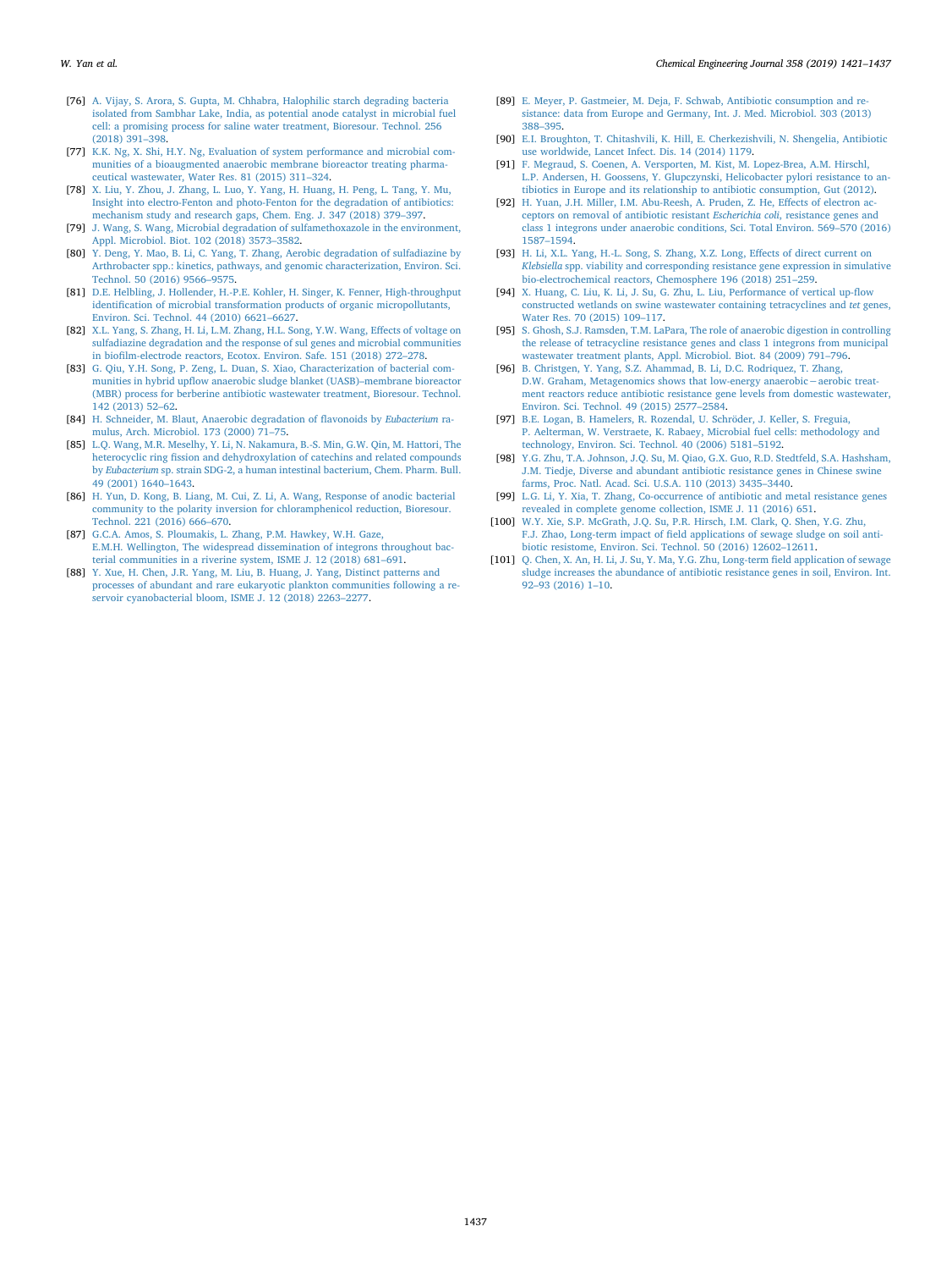[76] A. Vijay, S. Arora, S. Gupta, M. Chhabra, Halophilic starch degrading bacteria isolated from Sambhar Lake, India, as potential anode catalyst in microbial fuel cell: a promising process for saline water treatment, Bioresour. Technol. 256 (2018) 391–398.

[77] K.K. Ng, X. Shi, H.Y. Ng, Evaluation of system performance and microbial communities of a bioaugmented anaerobic membrane bioreactor treating pharmaceutical wastewater, Water Res. 81 (2015) 311–324.

[78] X. Liu, Y. Zhou, J. Zhang, L. Luo, Y. Yang, H. Huang, H. Peng, L. Tang, Y. Mu, Insight into electro-Fenton and photo-Fenton for the degradation of antibiotics: mechanism study and research gaps, Chem. Eng. J. 347 (2018) 379–397.

[79] J. Wang, S. Wang, Microbial degradation of sulfamethoxazole in the environment, Appl. Microbiol. Biot. 102 (2018) 3573–3582.

[80] Y. Deng, Y. Mao, B. Li, C. Yang, T. Zhang, Aerobic degradation of sulfadiazine by Arthrobacter spp.: kinetics, pathways, and genomic characterization, Environ. Sci. Technol. 50 (2016) 9566–9575.

[81] D.E. Helbling, J. Hollender, H.-P.E. Kohler, H. Singer, K. Fenner, High-throughput identification of microbial transformation products of organic micropollutants, Environ. Sci. Technol. 44 (2010) 6621–6627.

[82] X.L. Yang, S. Zhang, H. Li, L.M. Zhang, H.L. Song, Y.W. Wang, Effects of voltage on sulfadiazine degradation and the response of sul genes and microbial communities in biofilm-electrode reactors, Ecotox. Environ. Safe. 151 (2018) 272–278.

[83] G. Qiu, Y.H. Song, P. Zeng, L. Duan, S. Xiao, Characterization of bacterial communities in hybrid upflow anaerobic sludge blanket (UASB)–membrane bioreactor (MBR) process for berberine antibiotic wastewater treatment, Bioresour. Technol. 142 (2013) 52–62.

[84] H. Schneider, M. Blaut, Anaerobic degradation of flavonoids by *Eubacterium* ramulus, Arch. Microbiol. 173 (2000) 71–75.

[85] L.Q. Wang, M.R. Meselhy, Y. Li, N. Nakamura, B.-S. Min, G.W. Qin, M. Hattori, The heterocyclic ring fission and dehydroxylation of catechins and related compounds by *Eubacterium* sp. strain SDG-2, a human intestinal bacterium, Chem. Pharm. Bull. 49 (2001) 1640–1643.

[86] H. Yun, D. Kong, B. Liang, M. Cui, Z. Li, A. Wang, Response of anodic bacterial community to the polarity inversion for chloramphenicol reduction, Bioresour. Technol. 221 (2016) 666–670.

[87] G.C.A. Amos, S. Ploumakis, L. Zhang, P.M. Hawkey, W.H. Gaze, E.M.H. Wellington, The widespread dissemination of integrons throughout bacterial communities in a riverine system, ISME J. 12 (2018) 681–691.

[88] Y. Xue, H. Chen, J.R. Yang, M. Liu, B. Huang, J. Yang, Distinct patterns and processes of abundant and rare eukaryotic plankton communities following a reservoir cyanobacterial bloom, ISME J. 12 (2018) 2263–2277.

[89] E. Meyer, P. Gastmeier, M. Deja, F. Schwab, Antibiotic consumption and resistance: data from Europe and Germany, Int. J. Med. Microbiol. 303 (2013) 388–395.

[90] E.I. Broughton, T. Chitashvili, K. Hill, E. Cherkezishvili, N. Shengelia, Antibiotic use worldwide, Lancet Infect. Dis. 14 (2014) 1179.

[91] F. Megraud, S. Coenen, A. Versporten, M. Kist, M. Lopez-Brea, A.M. Hirschl, L.P. Andersen, H. Goossens, Y. Glupczynski, Helicobacter pylori resistance to antibiotics in Europe and its relationship to antibiotic consumption, Gut (2012).

[92] H. Yuan, J.H. Miller, I.M. Abu-Reesh, A. Pruden, Z. He, Effects of electron acceptors on removal of antibiotic resistant *Escherichia coli*, resistance genes and class 1 integrons under anaerobic conditions, Sci. Total Environ. 569–570 (2016) 1587–1594.

[93] H. Li, X.L. Yang, H.-L. Song, S. Zhang, X.Z. Long, Effects of direct current on *Klebsiella* spp. viability and corresponding resistance gene expression in simulative bio-electrochemical reactors, Chemosphere 196 (2018) 251–259.

[94] X. Huang, C. Liu, K. Li, J. Su, G. Zhu, L. Liu, Performance of vertical up-flow constructed wetlands on swine wastewater containing tetracyclines and *tet* genes, Water Res. 70 (2015) 109–117.

[95] S. Ghosh, S.J. Ramsden, T.M. LaPara, The role of anaerobic digestion in controlling the release of tetracycline resistance genes and class 1 integrons from municipal wastewater treatment plants, Appl. Microbiol. Biot. 84 (2009) 791–796.

[96] B. Christgen, Y. Yang, S.Z. Ahammad, B. Li, D.C. Rodriquez, T. Zhang, D.W. Graham, Metagenomics shows that low-energy anaerobic − aerobic treatment reactors reduce antibiotic resistance gene levels from domestic wastewater, Environ. Sci. Technol. 49 (2015) 2577–2584.

[97] B.E. Logan, B. Hamelers, R. Rozendal, U. Schröder, J. Keller, S. Freguia, P. Aelterman, W. Verstraete, K. Rabaey, Microbial fuel cells: methodology and technology, Environ. Sci. Technol. 40 (2006) 5181–5192.

[98] Y.G. Zhu, T.A. Johnson, J.Q. Su, M. Qiao, G.X. Guo, R.D. Stedtfeld, S.A. Hashsham, J.M. Tiedje, Diverse and abundant antibiotic resistance genes in Chinese swine farms, Proc. Natl. Acad. Sci. U.S.A. 110 (2013) 3435–3440.

[99] L.G. Li, Y. Xia, T. Zhang, Co-occurrence of antibiotic and metal resistance genes revealed in complete genome collection, ISME J. 11 (2016) 651.

[100] W.Y. Xie, S.P. McGrath, J.Q. Su, P.R. Hirsch, I.M. Clark, Q. Shen, Y.G. Zhu, F.J. Zhao, Long-term impact of field applications of sewage sludge on soil antibiotic resistome, Environ. Sci. Technol. 50 (2016) 12602–12611.

[101] Q. Chen, X. An, H. Li, J. Su, Y. Ma, Y.G. Zhu, Long-term field application of sewage sludge increases the abundance of antibiotic resistance genes in soil, Environ. Int. 92–93 (2016) 1–10.